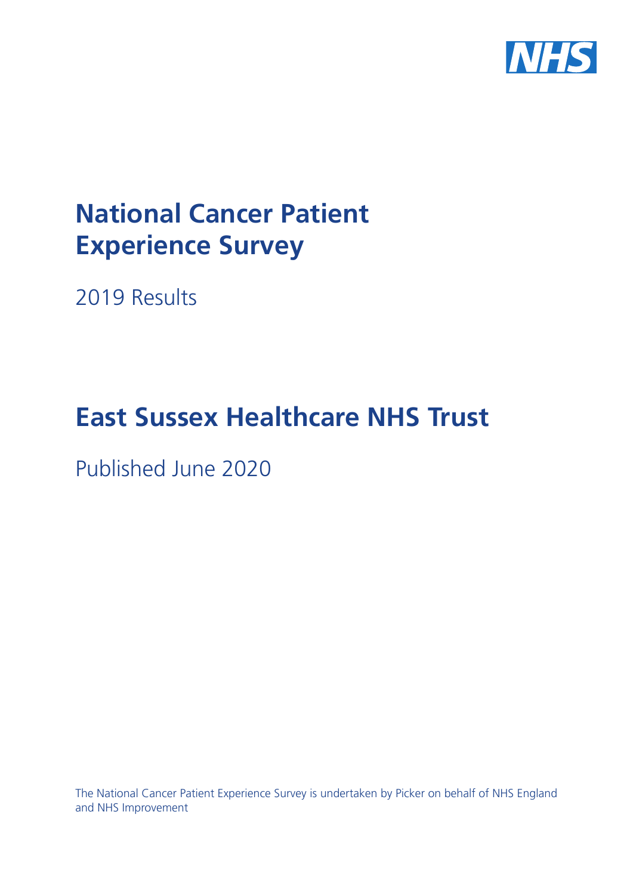NHS

# National Cancer Patient Experience Survey

2019 Results

# East Sussex Healthcare NHS Trust

Published June 2020

The National Cancer Patient Experience Survey is undertaken by Picker on behalf of NHS England and NHS Improvement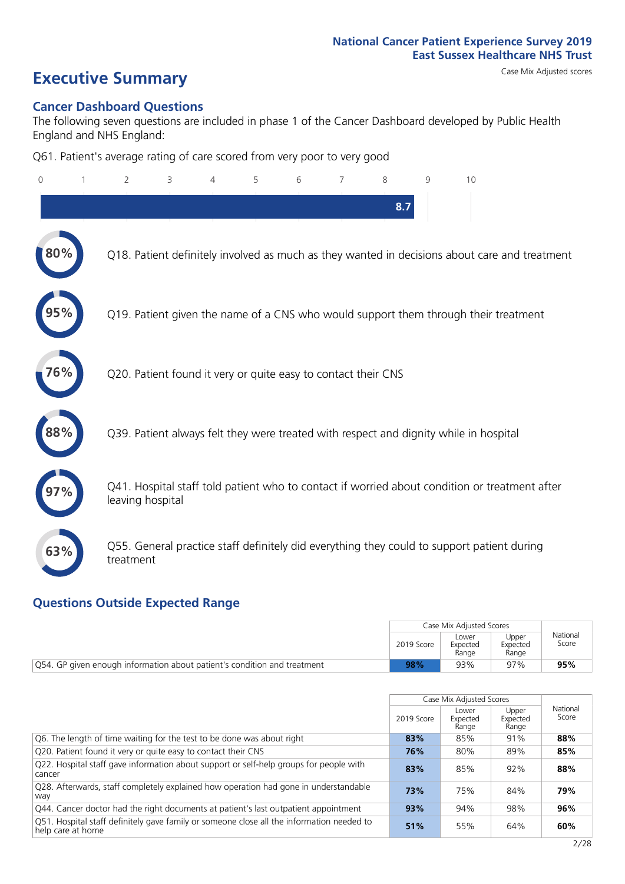National Cancer Patient Experience Survey 2019
East Sussex Healthcare NHS Trust

# Executive Summary

Case Mix Adjusted scores

## Cancer Dashboard Questions

The following seven questions are included in phase 1 of the Cancer Dashboard developed by Public Health England and NHS England:

Q61. Patient's average rating of care scored from very poor to very good

8.7

80% Q18. Patient definitely involved as much as they wanted in decisions about care and treatment

95% Q19. Patient given the name of a CNS who would support them through their treatment

76% Q20. Patient found it very or quite easy to contact their CNS

88% Q39. Patient always felt they were treated with respect and dignity while in hospital

97% Q41. Hospital staff told patient who to contact if worried about condition or treatment after leaving hospital

63% Q55. General practice staff definitely did everything they could to support patient during treatment

## Questions Outside Expected Range

| | Case Mix Adjusted Scores | | | National Score |
|---|---|---|---|---|
| | 2019 Score | Lower Expected Range | Upper Expected Range | |
| Q54. GP given enough information about patient's condition and treatment | **98%** | 93% | 97% | **95%** |

| | Case Mix Adjusted Scores | | | National Score |
|---|---|---|---|---|
| | 2019 Score | Lower Expected Range | Upper Expected Range | |
| Q6. The length of time waiting for the test to be done was about right | **83%** | 85% | 91% | **88%** |
| Q20. Patient found it very or quite easy to contact their CNS | **76%** | 80% | 89% | **85%** |
| Q22. Hospital staff gave information about support or self-help groups for people with cancer | **83%** | 85% | 92% | **88%** |
| Q28. Afterwards, staff completely explained how operation had gone in understandable way | **73%** | 75% | 84% | **79%** |
| Q44. Cancer doctor had the right documents at patient's last outpatient appointment | **93%** | 94% | 98% | **96%** |
| Q51. Hospital staff definitely gave family or someone close all the information needed to help care at home | **51%** | 55% | 64% | **60%** |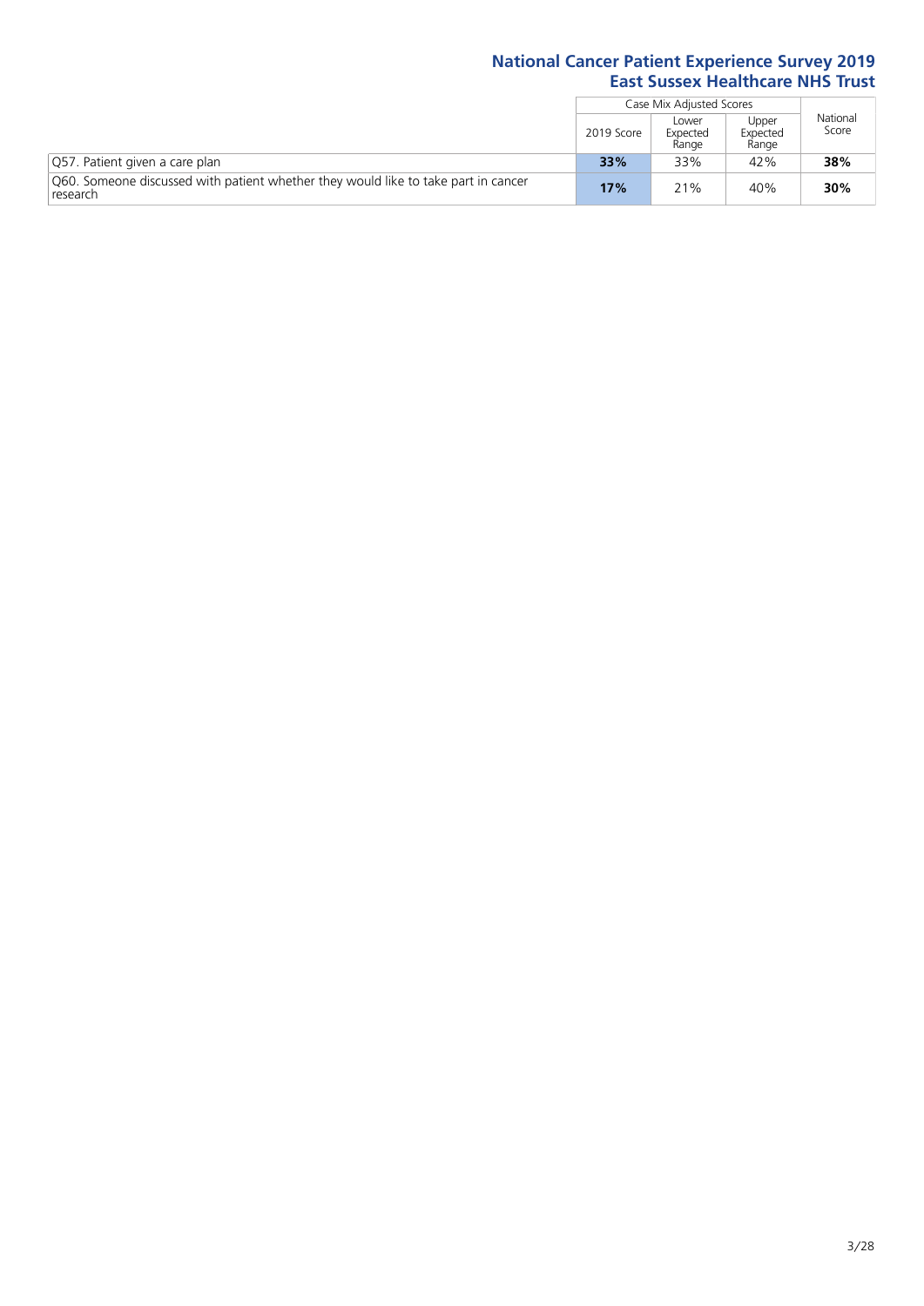## National Cancer Patient Experience Survey 2019
## East Sussex Healthcare NHS Trust

| | Case Mix Adjusted Scores | | | National Score |
|---|---|---|---|---|
| | 2019 Score | Lower Expected Range | Upper Expected Range | |
| Q57. Patient given a care plan | **33%** | 33% | 42% | **38%** |
| Q60. Someone discussed with patient whether they would like to take part in cancer research | **17%** | 21% | 40% | **30%** |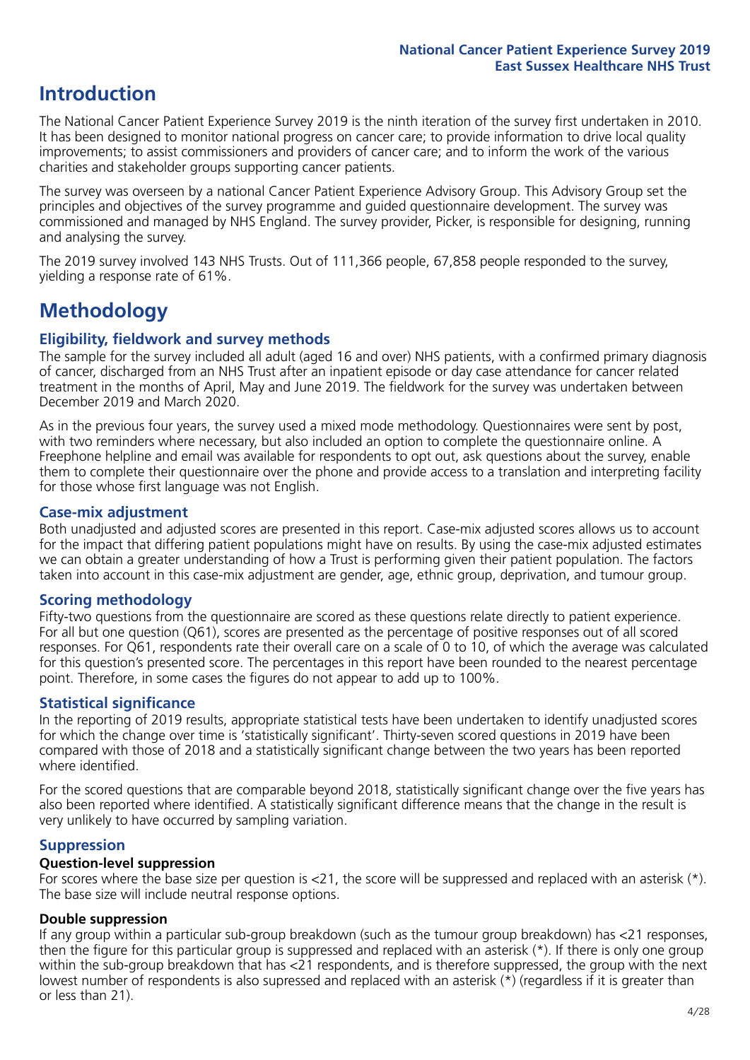# Introduction

The National Cancer Patient Experience Survey 2019 is the ninth iteration of the survey first undertaken in 2010. It has been designed to monitor national progress on cancer care; to provide information to drive local quality improvements; to assist commissioners and providers of cancer care; and to inform the work of the various charities and stakeholder groups supporting cancer patients.

The survey was overseen by a national Cancer Patient Experience Advisory Group. This Advisory Group set the principles and objectives of the survey programme and guided questionnaire development. The survey was commissioned and managed by NHS England. The survey provider, Picker, is responsible for designing, running and analysing the survey.

The 2019 survey involved 143 NHS Trusts. Out of 111,366 people, 67,858 people responded to the survey, yielding a response rate of 61%.

# Methodology

### Eligibility, fieldwork and survey methods

The sample for the survey included all adult (aged 16 and over) NHS patients, with a confirmed primary diagnosis of cancer, discharged from an NHS Trust after an inpatient episode or day case attendance for cancer related treatment in the months of April, May and June 2019. The fieldwork for the survey was undertaken between December 2019 and March 2020.

As in the previous four years, the survey used a mixed mode methodology. Questionnaires were sent by post, with two reminders where necessary, but also included an option to complete the questionnaire online. A Freephone helpline and email was available for respondents to opt out, ask questions about the survey, enable them to complete their questionnaire over the phone and provide access to a translation and interpreting facility for those whose first language was not English.

### Case-mix adjustment

Both unadjusted and adjusted scores are presented in this report. Case-mix adjusted scores allows us to account for the impact that differing patient populations might have on results. By using the case-mix adjusted estimates we can obtain a greater understanding of how a Trust is performing given their patient population. The factors taken into account in this case-mix adjustment are gender, age, ethnic group, deprivation, and tumour group.

### Scoring methodology

Fifty-two questions from the questionnaire are scored as these questions relate directly to patient experience. For all but one question (Q61), scores are presented as the percentage of positive responses out of all scored responses. For Q61, respondents rate their overall care on a scale of 0 to 10, of which the average was calculated for this question's presented score. The percentages in this report have been rounded to the nearest percentage point. Therefore, in some cases the figures do not appear to add up to 100%.

### Statistical significance

In the reporting of 2019 results, appropriate statistical tests have been undertaken to identify unadjusted scores for which the change over time is 'statistically significant'. Thirty-seven scored questions in 2019 have been compared with those of 2018 and a statistically significant change between the two years has been reported where identified.

For the scored questions that are comparable beyond 2018, statistically significant change over the five years has also been reported where identified. A statistically significant difference means that the change in the result is very unlikely to have occurred by sampling variation.

### Suppression

#### Question-level suppression

For scores where the base size per question is <21, the score will be suppressed and replaced with an asterisk (*). The base size will include neutral response options.

#### Double suppression

If any group within a particular sub-group breakdown (such as the tumour group breakdown) has <21 responses, then the figure for this particular group is suppressed and replaced with an asterisk (*). If there is only one group within the sub-group breakdown that has <21 respondents, and is therefore suppressed, the group with the next lowest number of respondents is also supressed and replaced with an asterisk (*) (regardless if it is greater than or less than 21).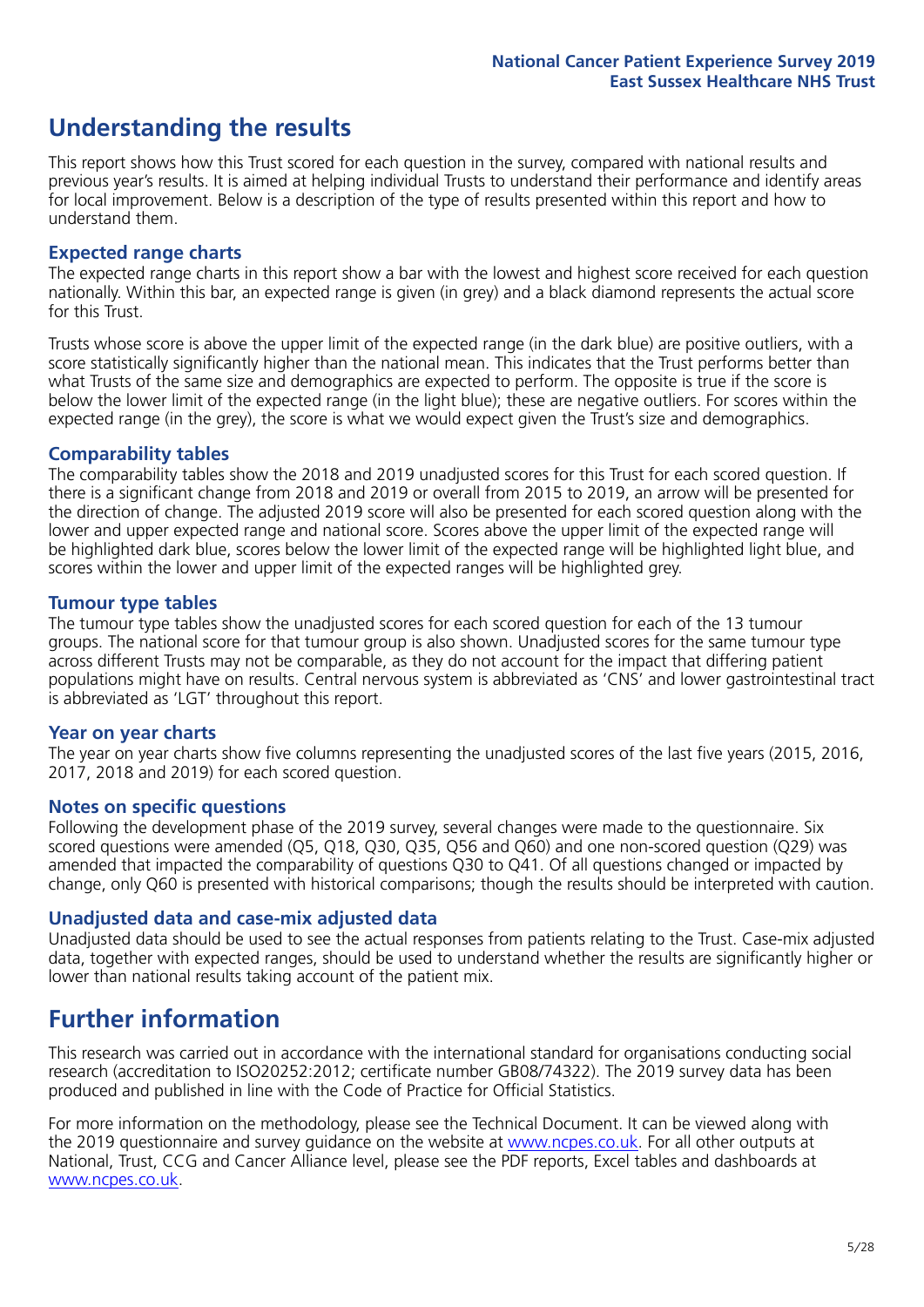# Understanding the results

This report shows how this Trust scored for each question in the survey, compared with national results and previous year's results. It is aimed at helping individual Trusts to understand their performance and identify areas for local improvement. Below is a description of the type of results presented within this report and how to understand them.

## Expected range charts

The expected range charts in this report show a bar with the lowest and highest score received for each question nationally. Within this bar, an expected range is given (in grey) and a black diamond represents the actual score for this Trust.

Trusts whose score is above the upper limit of the expected range (in the dark blue) are positive outliers, with a score statistically significantly higher than the national mean. This indicates that the Trust performs better than what Trusts of the same size and demographics are expected to perform. The opposite is true if the score is below the lower limit of the expected range (in the light blue); these are negative outliers. For scores within the expected range (in the grey), the score is what we would expect given the Trust's size and demographics.

## Comparability tables

The comparability tables show the 2018 and 2019 unadjusted scores for this Trust for each scored question. If there is a significant change from 2018 and 2019 or overall from 2015 to 2019, an arrow will be presented for the direction of change. The adjusted 2019 score will also be presented for each scored question along with the lower and upper expected range and national score. Scores above the upper limit of the expected range will be highlighted dark blue, scores below the lower limit of the expected range will be highlighted light blue, and scores within the lower and upper limit of the expected ranges will be highlighted grey.

## Tumour type tables

The tumour type tables show the unadjusted scores for each scored question for each of the 13 tumour groups. The national score for that tumour group is also shown. Unadjusted scores for the same tumour type across different Trusts may not be comparable, as they do not account for the impact that differing patient populations might have on results. Central nervous system is abbreviated as 'CNS' and lower gastrointestinal tract is abbreviated as 'LGT' throughout this report.

## Year on year charts

The year on year charts show five columns representing the unadjusted scores of the last five years (2015, 2016, 2017, 2018 and 2019) for each scored question.

## Notes on specific questions

Following the development phase of the 2019 survey, several changes were made to the questionnaire. Six scored questions were amended (Q5, Q18, Q30, Q35, Q56 and Q60) and one non-scored question (Q29) was amended that impacted the comparability of questions Q30 to Q41. Of all questions changed or impacted by change, only Q60 is presented with historical comparisons; though the results should be interpreted with caution.

## Unadjusted data and case-mix adjusted data

Unadjusted data should be used to see the actual responses from patients relating to the Trust. Case-mix adjusted data, together with expected ranges, should be used to understand whether the results are significantly higher or lower than national results taking account of the patient mix.

# Further information

This research was carried out in accordance with the international standard for organisations conducting social research (accreditation to ISO20252:2012; certificate number GB08/74322). The 2019 survey data has been produced and published in line with the Code of Practice for Official Statistics.

For more information on the methodology, please see the Technical Document. It can be viewed along with the 2019 questionnaire and survey guidance on the website at www.ncpes.co.uk. For all other outputs at National, Trust, CCG and Cancer Alliance level, please see the PDF reports, Excel tables and dashboards at www.ncpes.co.uk.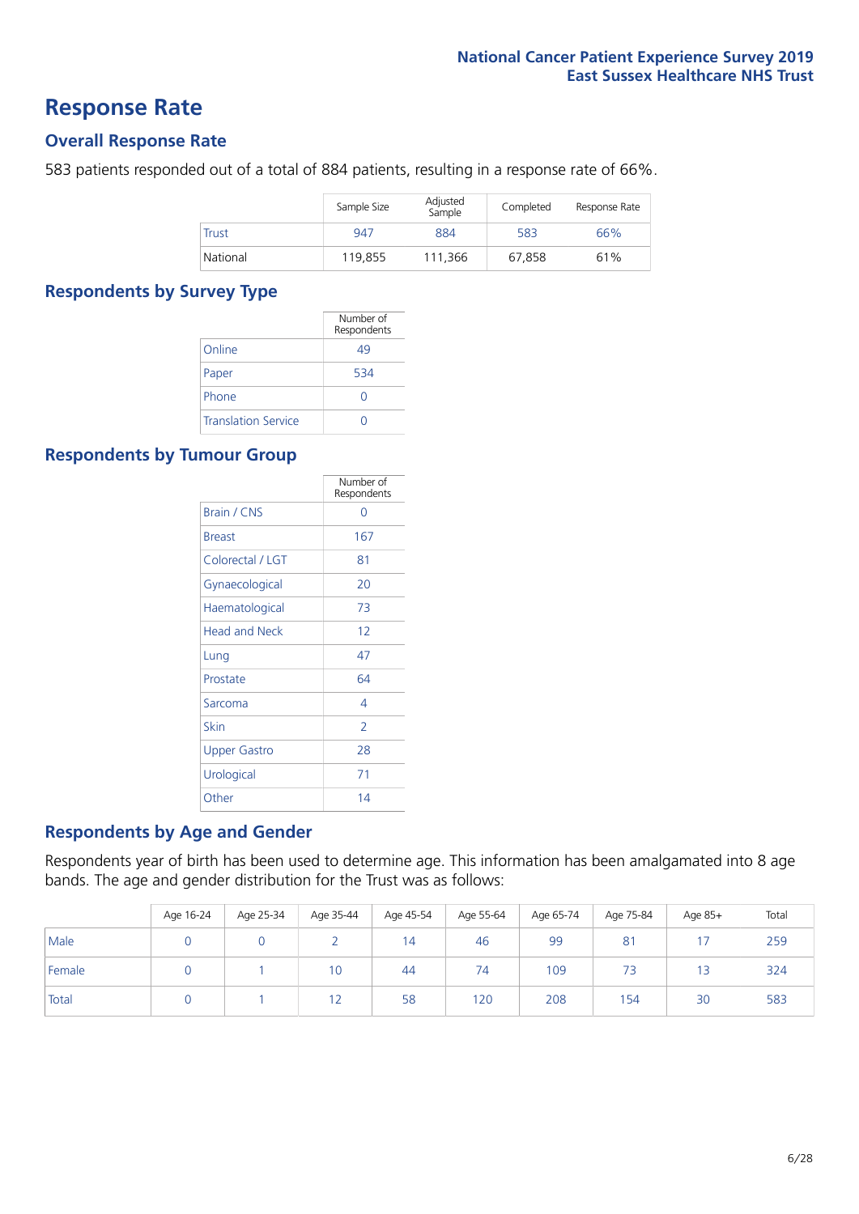# Response Rate

## Overall Response Rate

583 patients responded out of a total of 884 patients, resulting in a response rate of 66%.

| | Sample Size | Adjusted Sample | Completed | Response Rate |
|---|---|---|---|---|
| Trust | 947 | 884 | 583 | 66% |
| National | 119,855 | 111,366 | 67,858 | 61% |

## Respondents by Survey Type

| | Number of Respondents |
|---|---|
| Online | 49 |
| Paper | 534 |
| Phone | 0 |
| Translation Service | 0 |

## Respondents by Tumour Group

| | Number of Respondents |
|---|---|
| Brain / CNS | 0 |
| Breast | 167 |
| Colorectal / LGT | 81 |
| Gynaecological | 20 |
| Haematological | 73 |
| Head and Neck | 12 |
| Lung | 47 |
| Prostate | 64 |
| Sarcoma | 4 |
| Skin | 2 |
| Upper Gastro | 28 |
| Urological | 71 |
| Other | 14 |

## Respondents by Age and Gender

Respondents year of birth has been used to determine age. This information has been amalgamated into 8 age bands. The age and gender distribution for the Trust was as follows:

| | Age 16-24 | Age 25-34 | Age 35-44 | Age 45-54 | Age 55-64 | Age 65-74 | Age 75-84 | Age 85+ | Total |
|---|---|---|---|---|---|---|---|---|---|
| Male | 0 | 0 | 2 | 14 | 46 | 99 | 81 | 17 | 259 |
| Female | 0 | 1 | 10 | 44 | 74 | 109 | 73 | 13 | 324 |
| Total | 0 | 1 | 12 | 58 | 120 | 208 | 154 | 30 | 583 |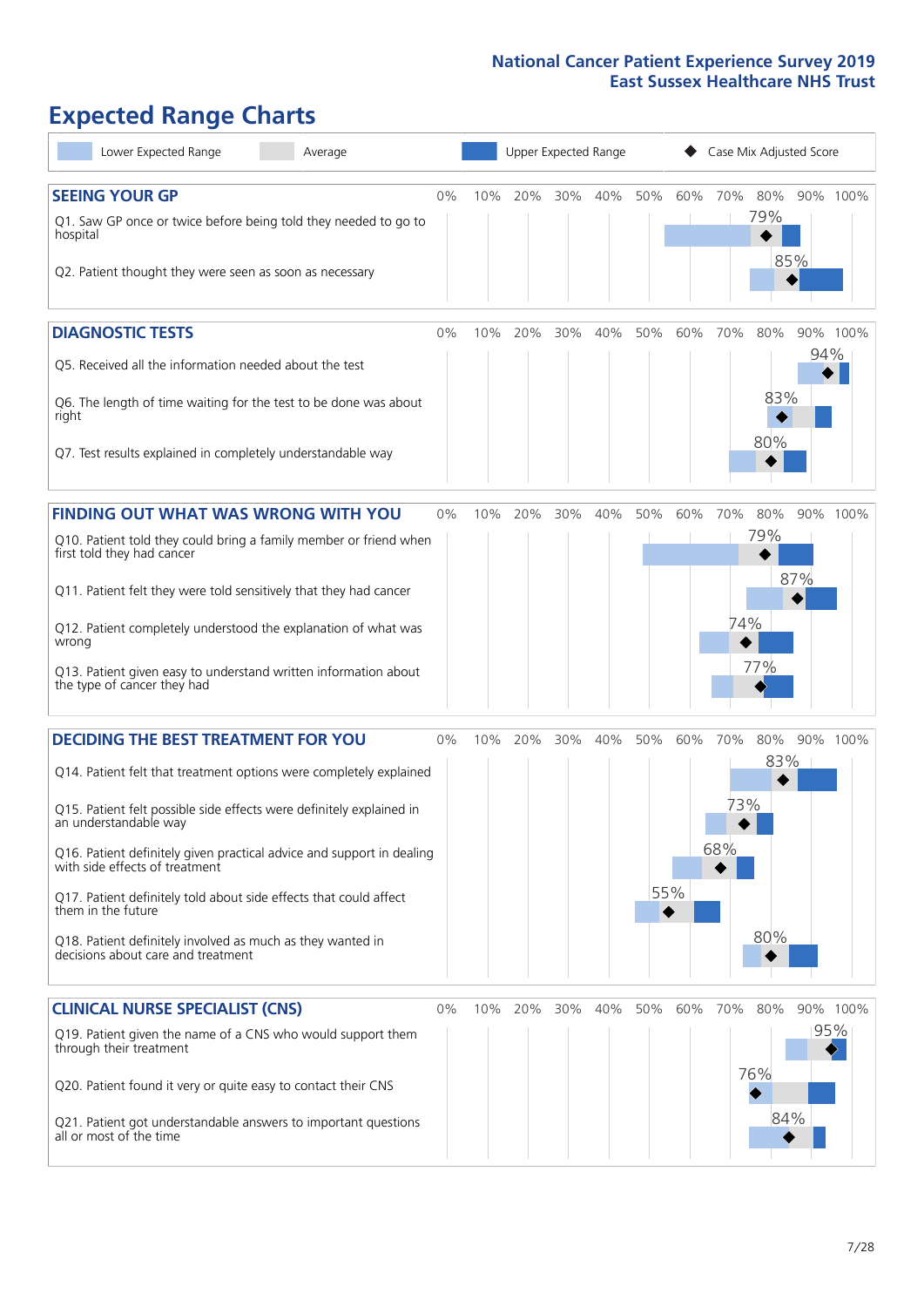# Expected Range Charts

Lower Expected Range | Average | Upper Expected Range | Case Mix Adjusted Score

## SEEING YOUR GP

| Question | Case Mix Adjusted Score |
|---|---|
| Q1. Saw GP once or twice before being told they needed to go to hospital | 79% |
| Q2. Patient thought they were seen as soon as necessary | 85% |

## DIAGNOSTIC TESTS

| Question | Case Mix Adjusted Score |
|---|---|
| Q5. Received all the information needed about the test | 94% |
| Q6. The length of time waiting for the test to be done was about right | 83% |
| Q7. Test results explained in completely understandable way | 80% |

## FINDING OUT WHAT WAS WRONG WITH YOU

| Question | Case Mix Adjusted Score |
|---|---|
| Q10. Patient told they could bring a family member or friend when first told they had cancer | 79% |
| Q11. Patient felt they were told sensitively that they had cancer | 87% |
| Q12. Patient completely understood the explanation of what was wrong | 74% |
| Q13. Patient given easy to understand written information about the type of cancer they had | 77% |

## DECIDING THE BEST TREATMENT FOR YOU

| Question | Case Mix Adjusted Score |
|---|---|
| Q14. Patient felt that treatment options were completely explained | 83% |
| Q15. Patient felt possible side effects were definitely explained in an understandable way | 73% |
| Q16. Patient definitely given practical advice and support in dealing with side effects of treatment | 68% |
| Q17. Patient definitely told about side effects that could affect them in the future | 55% |
| Q18. Patient definitely involved as much as they wanted in decisions about care and treatment | 80% |

## CLINICAL NURSE SPECIALIST (CNS)

| Question | Case Mix Adjusted Score |
|---|---|
| Q19. Patient given the name of a CNS who would support them through their treatment | 95% |
| Q20. Patient found it very or quite easy to contact their CNS | 76% |
| Q21. Patient got understandable answers to important questions all or most of the time | 84% |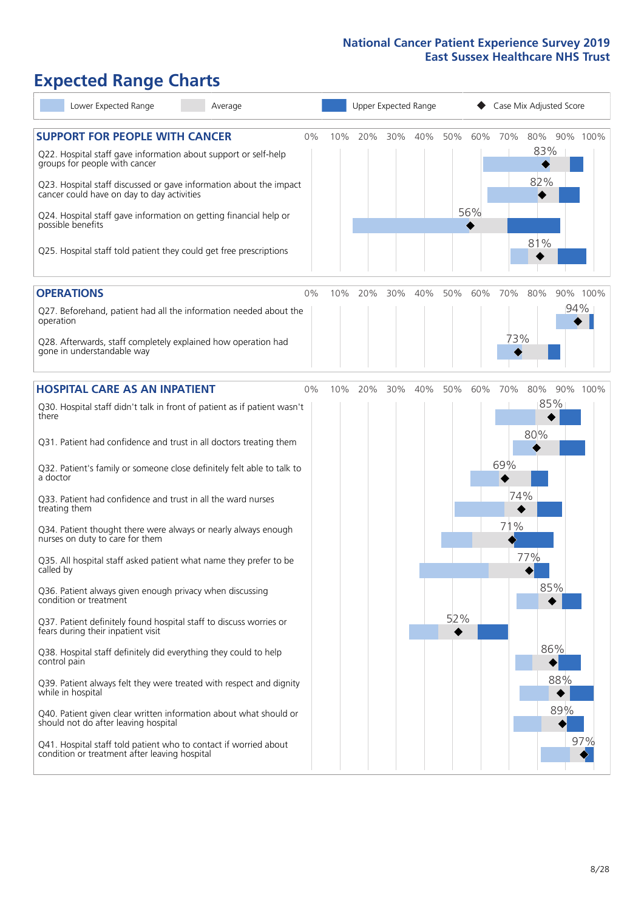# Expected Range Charts

Lower Expected Range | Average | Upper Expected Range | Case Mix Adjusted Score

## SUPPORT FOR PEOPLE WITH CANCER

| Question | Case Mix Adjusted Score |
|---|---|
| Q22. Hospital staff gave information about support or self-help groups for people with cancer | 83% |
| Q23. Hospital staff discussed or gave information about the impact cancer could have on day to day activities | 82% |
| Q24. Hospital staff gave information on getting financial help or possible benefits | 56% |
| Q25. Hospital staff told patient they could get free prescriptions | 81% |

## OPERATIONS

| Question | Case Mix Adjusted Score |
|---|---|
| Q27. Beforehand, patient had all the information needed about the operation | 94% |
| Q28. Afterwards, staff completely explained how operation had gone in understandable way | 73% |

## HOSPITAL CARE AS AN INPATIENT

| Question | Case Mix Adjusted Score |
|---|---|
| Q30. Hospital staff didn't talk in front of patient as if patient wasn't there | 85% |
| Q31. Patient had confidence and trust in all doctors treating them | 80% |
| Q32. Patient's family or someone close definitely felt able to talk to a doctor | 69% |
| Q33. Patient had confidence and trust in all the ward nurses treating them | 74% |
| Q34. Patient thought there were always or nearly always enough nurses on duty to care for them | 71% |
| Q35. All hospital staff asked patient what name they prefer to be called by | 77% |
| Q36. Patient always given enough privacy when discussing condition or treatment | 85% |
| Q37. Patient definitely found hospital staff to discuss worries or fears during their inpatient visit | 52% |
| Q38. Hospital staff definitely did everything they could to help control pain | 86% |
| Q39. Patient always felt they were treated with respect and dignity while in hospital | 88% |
| Q40. Patient given clear written information about what should or should not do after leaving hospital | 89% |
| Q41. Hospital staff told patient who to contact if worried about condition or treatment after leaving hospital | 97% |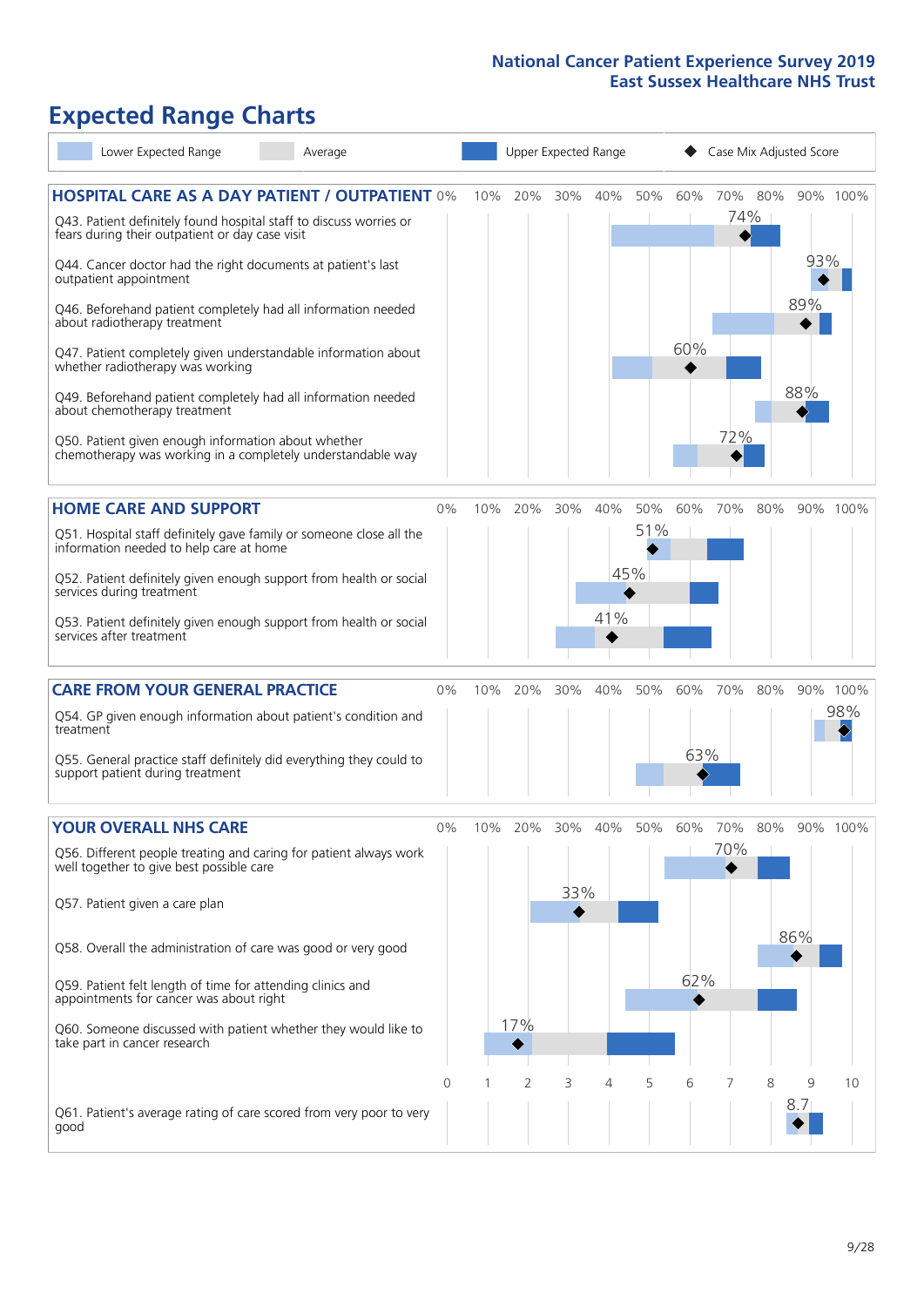## Expected Range Charts

Legend: Lower Expected Range | Average | Upper Expected Range | Case Mix Adjusted Score

### HOSPITAL CARE AS A DAY PATIENT / OUTPATIENT

| Question | Case Mix Adjusted Score |
|---|---|
| Q43. Patient definitely found hospital staff to discuss worries or fears during their outpatient or day case visit | 74% |
| Q44. Cancer doctor had the right documents at patient's last outpatient appointment | 93% |
| Q46. Beforehand patient completely had all information needed about radiotherapy treatment | 89% |
| Q47. Patient completely given understandable information about whether radiotherapy was working | 60% |
| Q49. Beforehand patient completely had all information needed about chemotherapy treatment | 88% |
| Q50. Patient given enough information about whether chemotherapy was working in a completely understandable way | 72% |

### HOME CARE AND SUPPORT

| Question | Case Mix Adjusted Score |
|---|---|
| Q51. Hospital staff definitely gave family or someone close all the information needed to help care at home | 51% |
| Q52. Patient definitely given enough support from health or social services during treatment | 45% |
| Q53. Patient definitely given enough support from health or social services after treatment | 41% |

### CARE FROM YOUR GENERAL PRACTICE

| Question | Case Mix Adjusted Score |
|---|---|
| Q54. GP given enough information about patient's condition and treatment | 98% |
| Q55. General practice staff definitely did everything they could to support patient during treatment | 63% |

### YOUR OVERALL NHS CARE

| Question | Case Mix Adjusted Score |
|---|---|
| Q56. Different people treating and caring for patient always work well together to give best possible care | 70% |
| Q57. Patient given a care plan | 33% |
| Q58. Overall the administration of care was good or very good | 86% |
| Q59. Patient felt length of time for attending clinics and appointments for cancer was about right | 62% |
| Q60. Someone discussed with patient whether they would like to take part in cancer research | 17% |
| Q61. Patient's average rating of care scored from very poor to very good | 8.7 |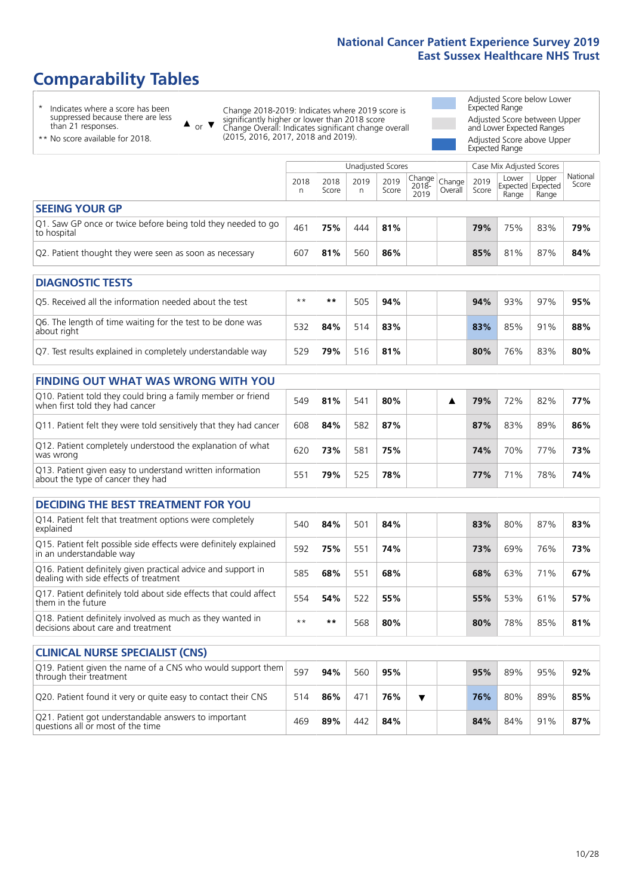# Comparability Tables

- \* Indicates where a score has been suppressed because there are less than 21 responses.
- \*\* No score available for 2018.

▲ or ▼ Change 2018-2019: Indicates where 2019 score is significantly higher or lower than 2018 score. Change Overall: Indicates significant change overall (2015, 2016, 2017, 2018 and 2019).

- Adjusted Score below Lower Expected Range
- Adjusted Score between Upper and Lower Expected Ranges
- Adjusted Score above Upper Expected Range

| | Unadjusted Scores | | | | | | Case Mix Adjusted Scores | | | |
|---|---|---|---|---|---|---|---|---|---|---|
| | 2018 n | 2018 Score | 2019 n | 2019 Score | Change 2018-2019 | Change Overall | 2019 Score | Lower Expected Range | Upper Expected Range | National Score |
| **SEEING YOUR GP** | | | | | | | | | | |
| Q1. Saw GP once or twice before being told they needed to go to hospital | 461 | **75%** | 444 | **81%** | | | **79%** | 75% | 83% | **79%** |
| Q2. Patient thought they were seen as soon as necessary | 607 | **81%** | 560 | **86%** | | | **85%** | 81% | 87% | **84%** |
| **DIAGNOSTIC TESTS** | | | | | | | | | | |
| Q5. Received all the information needed about the test | \*\* | **\*\*** | 505 | **94%** | | | **94%** | 93% | 97% | **95%** |
| Q6. The length of time waiting for the test to be done was about right | 532 | **84%** | 514 | **83%** | | | **83%** | 85% | 91% | **88%** |
| Q7. Test results explained in completely understandable way | 529 | **79%** | 516 | **81%** | | | **80%** | 76% | 83% | **80%** |
| **FINDING OUT WHAT WAS WRONG WITH YOU** | | | | | | | | | | |
| Q10. Patient told they could bring a family member or friend when first told they had cancer | 549 | **81%** | 541 | **80%** | | ▲ | **79%** | 72% | 82% | **77%** |
| Q11. Patient felt they were told sensitively that they had cancer | 608 | **84%** | 582 | **87%** | | | **87%** | 83% | 89% | **86%** |
| Q12. Patient completely understood the explanation of what was wrong | 620 | **73%** | 581 | **75%** | | | **74%** | 70% | 77% | **73%** |
| Q13. Patient given easy to understand written information about the type of cancer they had | 551 | **79%** | 525 | **78%** | | | **77%** | 71% | 78% | **74%** |
| **DECIDING THE BEST TREATMENT FOR YOU** | | | | | | | | | | |
| Q14. Patient felt that treatment options were completely explained | 540 | **84%** | 501 | **84%** | | | **83%** | 80% | 87% | **83%** |
| Q15. Patient felt possible side effects were definitely explained in an understandable way | 592 | **75%** | 551 | **74%** | | | **73%** | 69% | 76% | **73%** |
| Q16. Patient definitely given practical advice and support in dealing with side effects of treatment | 585 | **68%** | 551 | **68%** | | | **68%** | 63% | 71% | **67%** |
| Q17. Patient definitely told about side effects that could affect them in the future | 554 | **54%** | 522 | **55%** | | | **55%** | 53% | 61% | **57%** |
| Q18. Patient definitely involved as much as they wanted in decisions about care and treatment | \*\* | **\*\*** | 568 | **80%** | | | **80%** | 78% | 85% | **81%** |
| **CLINICAL NURSE SPECIALIST (CNS)** | | | | | | | | | | |
| Q19. Patient given the name of a CNS who would support them through their treatment | 597 | **94%** | 560 | **95%** | | | **95%** | 89% | 95% | **92%** |
| Q20. Patient found it very or quite easy to contact their CNS | 514 | **86%** | 471 | **76%** | ▼ | | **76%** | 80% | 89% | **85%** |
| Q21. Patient got understandable answers to important questions all or most of the time | 469 | **89%** | 442 | **84%** | | | **84%** | 84% | 91% | **87%** |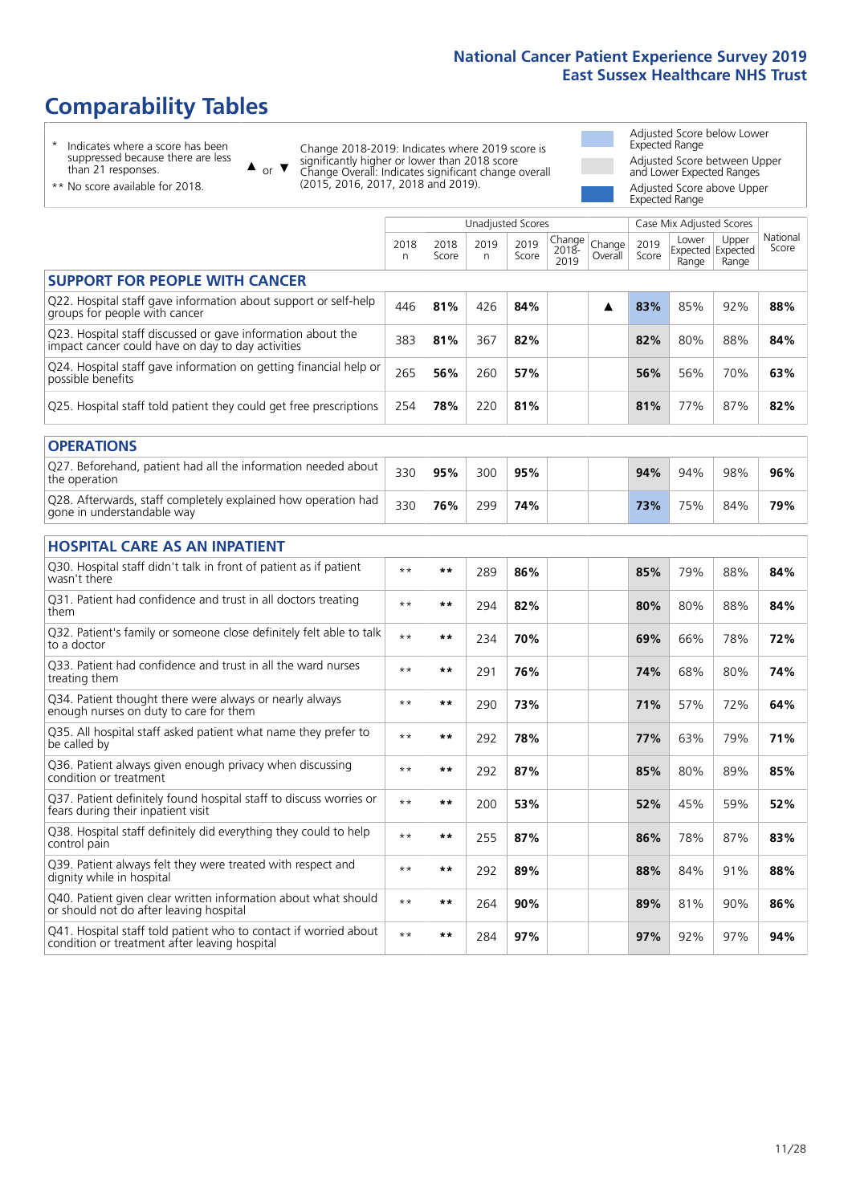# Comparability Tables

- \* Indicates where a score has been suppressed because there are less than 21 responses.
- \*\* No score available for 2018.

▲ or ▼ Change 2018-2019: Indicates where 2019 score is significantly higher or lower than 2018 score. Change Overall: Indicates significant change overall (2015, 2016, 2017, 2018 and 2019).

- Adjusted Score below Lower Expected Range
- Adjusted Score between Upper and Lower Expected Ranges
- Adjusted Score above Upper Expected Range

| | Unadjusted Scores | | | | | | Case Mix Adjusted Scores | | | |
|---|---|---|---|---|---|---|---|---|---|---|
| | 2018 n | 2018 Score | 2019 n | 2019 Score | Change 2018-2019 | Change Overall | 2019 Score | Lower Expected Range | Upper Expected Range | National Score |
| **SUPPORT FOR PEOPLE WITH CANCER** | | | | | | | | | | |
| Q22. Hospital staff gave information about support or self-help groups for people with cancer | 446 | 81% | 426 | 84% | | ▲ | 83% | 85% | 92% | 88% |
| Q23. Hospital staff discussed or gave information about the impact cancer could have on day to day activities | 383 | 81% | 367 | 82% | | | 82% | 80% | 88% | 84% |
| Q24. Hospital staff gave information on getting financial help or possible benefits | 265 | 56% | 260 | 57% | | | 56% | 56% | 70% | 63% |
| Q25. Hospital staff told patient they could get free prescriptions | 254 | 78% | 220 | 81% | | | 81% | 77% | 87% | 82% |
| **OPERATIONS** | | | | | | | | | | |
| Q27. Beforehand, patient had all the information needed about the operation | 330 | 95% | 300 | 95% | | | 94% | 94% | 98% | 96% |
| Q28. Afterwards, staff completely explained how operation had gone in understandable way | 330 | 76% | 299 | 74% | | | 73% | 75% | 84% | 79% |
| **HOSPITAL CARE AS AN INPATIENT** | | | | | | | | | | |
| Q30. Hospital staff didn't talk in front of patient as if patient wasn't there | ** | ** | 289 | 86% | | | 85% | 79% | 88% | 84% |
| Q31. Patient had confidence and trust in all doctors treating them | ** | ** | 294 | 82% | | | 80% | 80% | 88% | 84% |
| Q32. Patient's family or someone close definitely felt able to talk to a doctor | ** | ** | 234 | 70% | | | 69% | 66% | 78% | 72% |
| Q33. Patient had confidence and trust in all the ward nurses treating them | ** | ** | 291 | 76% | | | 74% | 68% | 80% | 74% |
| Q34. Patient thought there were always or nearly always enough nurses on duty to care for them | ** | ** | 290 | 73% | | | 71% | 57% | 72% | 64% |
| Q35. All hospital staff asked patient what name they prefer to be called by | ** | ** | 292 | 78% | | | 77% | 63% | 79% | 71% |
| Q36. Patient always given enough privacy when discussing condition or treatment | ** | ** | 292 | 87% | | | 85% | 80% | 89% | 85% |
| Q37. Patient definitely found hospital staff to discuss worries or fears during their inpatient visit | ** | ** | 200 | 53% | | | 52% | 45% | 59% | 52% |
| Q38. Hospital staff definitely did everything they could to help control pain | ** | ** | 255 | 87% | | | 86% | 78% | 87% | 83% |
| Q39. Patient always felt they were treated with respect and dignity while in hospital | ** | ** | 292 | 89% | | | 88% | 84% | 91% | 88% |
| Q40. Patient given clear written information about what should or should not do after leaving hospital | ** | ** | 264 | 90% | | | 89% | 81% | 90% | 86% |
| Q41. Hospital staff told patient who to contact if worried about condition or treatment after leaving hospital | ** | ** | 284 | 97% | | | 97% | 92% | 97% | 94% |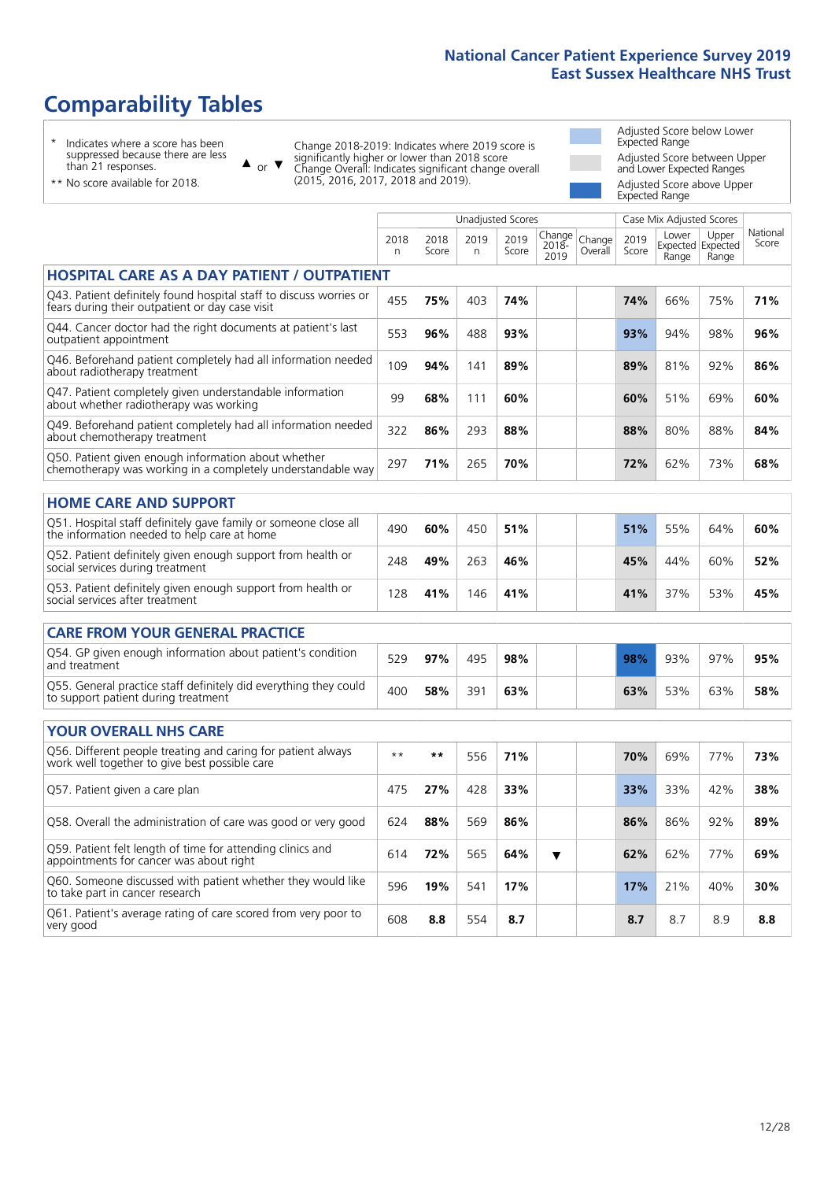# Comparability Tables

\* Indicates where a score has been suppressed because there are less than 21 responses.

\*\* No score available for 2018.

▲ or ▼ Change 2018-2019: Indicates where 2019 score is significantly higher or lower than 2018 score. Change Overall: Indicates significant change overall (2015, 2016, 2017, 2018 and 2019).

Adjusted Score below Lower Expected Range

Adjusted Score between Upper and Lower Expected Ranges

Adjusted Score above Upper Expected Range

| | Unadjusted Scores | | | | | | Case Mix Adjusted Scores | | | |
|---|---|---|---|---|---|---|---|---|---|---|
| | 2018 n | 2018 Score | 2019 n | 2019 Score | Change 2018-2019 | Change Overall | 2019 Score | Lower Expected Range | Upper Expected Range | National Score |
| **HOSPITAL CARE AS A DAY PATIENT / OUTPATIENT** | | | | | | | | | | |
| Q43. Patient definitely found hospital staff to discuss worries or fears during their outpatient or day case visit | 455 | 75% | 403 | 74% | | | 74% | 66% | 75% | 71% |
| Q44. Cancer doctor had the right documents at patient's last outpatient appointment | 553 | 96% | 488 | 93% | | | 93% | 94% | 98% | 96% |
| Q46. Beforehand patient completely had all information needed about radiotherapy treatment | 109 | 94% | 141 | 89% | | | 89% | 81% | 92% | 86% |
| Q47. Patient completely given understandable information about whether radiotherapy was working | 99 | 68% | 111 | 60% | | | 60% | 51% | 69% | 60% |
| Q49. Beforehand patient completely had all information needed about chemotherapy treatment | 322 | 86% | 293 | 88% | | | 88% | 80% | 88% | 84% |
| Q50. Patient given enough information about whether chemotherapy was working in a completely understandable way | 297 | 71% | 265 | 70% | | | 72% | 62% | 73% | 68% |
| **HOME CARE AND SUPPORT** | | | | | | | | | | |
| Q51. Hospital staff definitely gave family or someone close all the information needed to help care at home | 490 | 60% | 450 | 51% | | | 51% | 55% | 64% | 60% |
| Q52. Patient definitely given enough support from health or social services during treatment | 248 | 49% | 263 | 46% | | | 45% | 44% | 60% | 52% |
| Q53. Patient definitely given enough support from health or social services after treatment | 128 | 41% | 146 | 41% | | | 41% | 37% | 53% | 45% |
| **CARE FROM YOUR GENERAL PRACTICE** | | | | | | | | | | |
| Q54. GP given enough information about patient's condition and treatment | 529 | 97% | 495 | 98% | | | 98% | 93% | 97% | 95% |
| Q55. General practice staff definitely did everything they could to support patient during treatment | 400 | 58% | 391 | 63% | | | 63% | 53% | 63% | 58% |
| **YOUR OVERALL NHS CARE** | | | | | | | | | | |
| Q56. Different people treating and caring for patient always work well together to give best possible care | ** | ** | 556 | 71% | | | 70% | 69% | 77% | 73% |
| Q57. Patient given a care plan | 475 | 27% | 428 | 33% | | | 33% | 33% | 42% | 38% |
| Q58. Overall the administration of care was good or very good | 624 | 88% | 569 | 86% | | | 86% | 86% | 92% | 89% |
| Q59. Patient felt length of time for attending clinics and appointments for cancer was about right | 614 | 72% | 565 | 64% | ▼ | | 62% | 62% | 77% | 69% |
| Q60. Someone discussed with patient whether they would like to take part in cancer research | 596 | 19% | 541 | 17% | | | 17% | 21% | 40% | 30% |
| Q61. Patient's average rating of care scored from very poor to very good | 608 | 8.8 | 554 | 8.7 | | | 8.7 | 8.7 | 8.9 | 8.8 |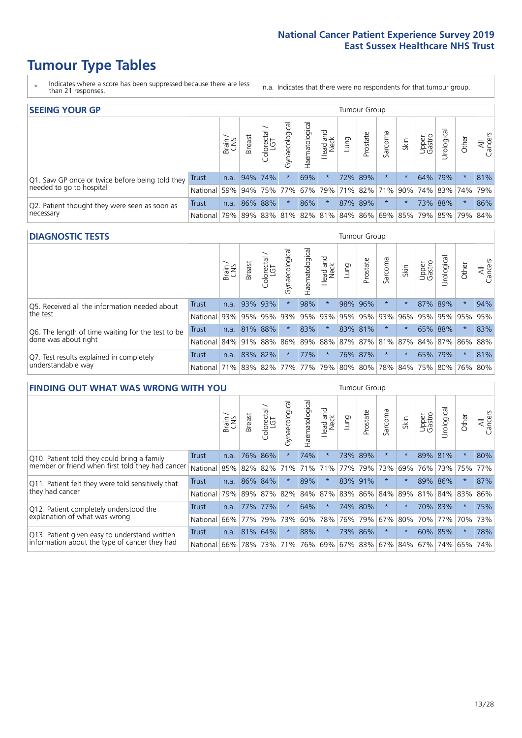# Tumour Type Tables

\* Indicates where a score has been suppressed because there are less than 21 responses.

n.a. Indicates that there were no respondents for that tumour group.

## SEEING YOUR GP

| | | Brain / CNS | Breast | Colorectal / LGT | Gynaecological | Haematological | Head and Neck | Lung | Prostate | Sarcoma | Skin | Upper Gastro | Urological | Other | All Cancers |
|---|---|---|---|---|---|---|---|---|---|---|---|---|---|---|---|
| Q1. Saw GP once or twice before being told they needed to go to hospital | Trust | n.a. | 94% | 74% | * | 69% | * | 72% | 89% | * | * | 64% | 79% | * | 81% |
| | National | 59% | 94% | 75% | 77% | 67% | 79% | 71% | 82% | 71% | 90% | 74% | 83% | 74% | 79% |
| Q2. Patient thought they were seen as soon as necessary | Trust | n.a. | 86% | 88% | * | 86% | * | 87% | 89% | * | * | 73% | 88% | * | 86% |
| | National | 79% | 89% | 83% | 81% | 82% | 81% | 84% | 86% | 69% | 85% | 79% | 85% | 79% | 84% |

## DIAGNOSTIC TESTS

| | | Brain / CNS | Breast | Colorectal / LGT | Gynaecological | Haematological | Head and Neck | Lung | Prostate | Sarcoma | Skin | Upper Gastro | Urological | Other | All Cancers |
|---|---|---|---|---|---|---|---|---|---|---|---|---|---|---|---|
| Q5. Received all the information needed about the test | Trust | n.a. | 93% | 93% | * | 98% | * | 98% | 96% | * | * | 87% | 89% | * | 94% |
| | National | 93% | 95% | 95% | 93% | 95% | 93% | 95% | 95% | 93% | 96% | 95% | 95% | 95% | 95% |
| Q6. The length of time waiting for the test to be done was about right | Trust | n.a. | 81% | 88% | * | 83% | * | 83% | 81% | * | * | 65% | 88% | * | 83% |
| | National | 84% | 91% | 88% | 86% | 89% | 88% | 87% | 87% | 81% | 87% | 84% | 87% | 86% | 88% |
| Q7. Test results explained in completely understandable way | Trust | n.a. | 83% | 82% | * | 77% | * | 76% | 87% | * | * | 65% | 79% | * | 81% |
| | National | 71% | 83% | 82% | 77% | 77% | 79% | 80% | 80% | 78% | 84% | 75% | 80% | 76% | 80% |

## FINDING OUT WHAT WAS WRONG WITH YOU

| | | Brain / CNS | Breast | Colorectal / LGT | Gynaecological | Haematological | Head and Neck | Lung | Prostate | Sarcoma | Skin | Upper Gastro | Urological | Other | All Cancers |
|---|---|---|---|---|---|---|---|---|---|---|---|---|---|---|---|
| Q10. Patient told they could bring a family member or friend when first told they had cancer | Trust | n.a. | 76% | 86% | * | 74% | * | 73% | 89% | * | * | 89% | 81% | * | 80% |
| | National | 85% | 82% | 82% | 71% | 71% | 71% | 77% | 79% | 73% | 69% | 76% | 73% | 75% | 77% |
| Q11. Patient felt they were told sensitively that they had cancer | Trust | n.a. | 86% | 84% | * | 89% | * | 83% | 91% | * | * | 89% | 86% | * | 87% |
| | National | 79% | 89% | 87% | 82% | 84% | 87% | 83% | 86% | 84% | 89% | 81% | 84% | 83% | 86% |
| Q12. Patient completely understood the explanation of what was wrong | Trust | n.a. | 77% | 77% | * | 64% | * | 74% | 80% | * | * | 70% | 83% | * | 75% |
| | National | 66% | 77% | 79% | 73% | 60% | 78% | 76% | 79% | 67% | 80% | 70% | 77% | 70% | 73% |
| Q13. Patient given easy to understand written information about the type of cancer they had | Trust | n.a. | 81% | 64% | * | 88% | * | 73% | 86% | * | * | 60% | 85% | * | 78% |
| | National | 66% | 78% | 73% | 71% | 76% | 69% | 67% | 83% | 67% | 84% | 67% | 74% | 65% | 74% |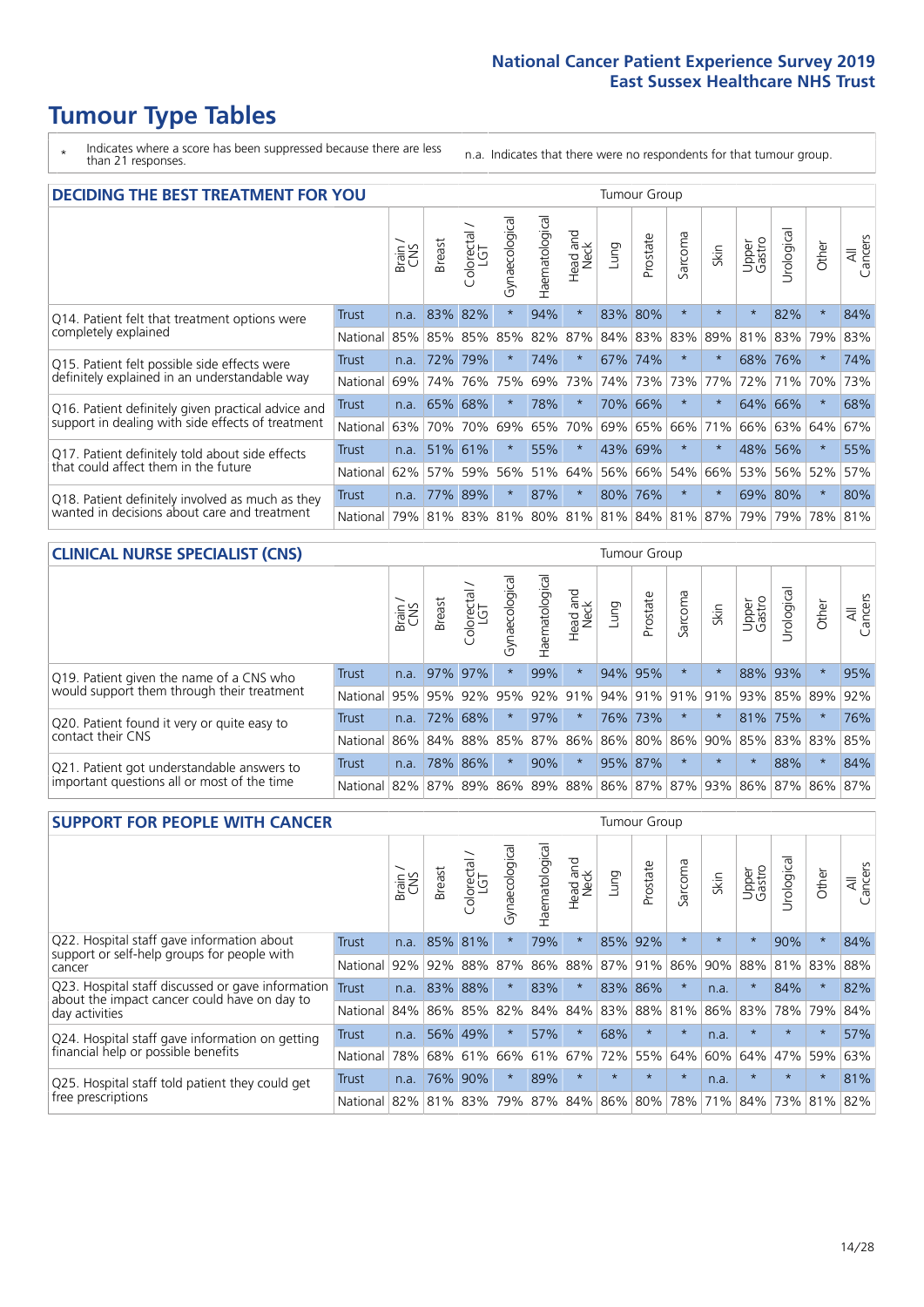# Tumour Type Tables

\* Indicates where a score has been suppressed because there are less than 21 responses.

n.a. Indicates that there were no respondents for that tumour group.

## DECIDING THE BEST TREATMENT FOR YOU

| | | Brain / CNS | Breast | Colorectal / LGT | Gynaecological | Haematological | Head and Neck | Lung | Prostate | Sarcoma | Skin | Upper Gastro | Urological | Other | All Cancers |
|---|---|---|---|---|---|---|---|---|---|---|---|---|---|---|---|
| Q14. Patient felt that treatment options were completely explained | Trust | n.a. | 83% | 82% | * | 94% | * | 83% | 80% | * | * | * | 82% | * | 84% |
| | National | 85% | 85% | 85% | 85% | 82% | 87% | 84% | 83% | 83% | 89% | 81% | 83% | 79% | 83% |
| Q15. Patient felt possible side effects were definitely explained in an understandable way | Trust | n.a. | 72% | 79% | * | 74% | * | 67% | 74% | * | * | 68% | 76% | * | 74% |
| | National | 69% | 74% | 76% | 75% | 69% | 73% | 74% | 73% | 73% | 77% | 72% | 71% | 70% | 73% |
| Q16. Patient definitely given practical advice and support in dealing with side effects of treatment | Trust | n.a. | 65% | 68% | * | 78% | * | 70% | 66% | * | * | 64% | 66% | * | 68% |
| | National | 63% | 70% | 70% | 69% | 65% | 70% | 69% | 65% | 66% | 71% | 66% | 63% | 64% | 67% |
| Q17. Patient definitely told about side effects that could affect them in the future | Trust | n.a. | 51% | 61% | * | 55% | * | 43% | 69% | * | * | 48% | 56% | * | 55% |
| | National | 62% | 57% | 59% | 56% | 51% | 64% | 56% | 66% | 54% | 66% | 53% | 56% | 52% | 57% |
| Q18. Patient definitely involved as much as they wanted in decisions about care and treatment | Trust | n.a. | 77% | 89% | * | 87% | * | 80% | 76% | * | * | 69% | 80% | * | 80% |
| | National | 79% | 81% | 83% | 81% | 80% | 81% | 81% | 84% | 81% | 87% | 79% | 79% | 78% | 81% |

## CLINICAL NURSE SPECIALIST (CNS)

| | | Brain / CNS | Breast | Colorectal / LGT | Gynaecological | Haematological | Head and Neck | Lung | Prostate | Sarcoma | Skin | Upper Gastro | Urological | Other | All Cancers |
|---|---|---|---|---|---|---|---|---|---|---|---|---|---|---|---|
| Q19. Patient given the name of a CNS who would support them through their treatment | Trust | n.a. | 97% | 97% | * | 99% | * | 94% | 95% | * | * | 88% | 93% | * | 95% |
| | National | 95% | 95% | 92% | 95% | 92% | 91% | 94% | 91% | 91% | 91% | 93% | 85% | 89% | 92% |
| Q20. Patient found it very or quite easy to contact their CNS | Trust | n.a. | 72% | 68% | * | 97% | * | 76% | 73% | * | * | 81% | 75% | * | 76% |
| | National | 86% | 84% | 88% | 85% | 87% | 86% | 86% | 80% | 86% | 90% | 85% | 83% | 83% | 85% |
| Q21. Patient got understandable answers to important questions all or most of the time | Trust | n.a. | 78% | 86% | * | 90% | * | 95% | 87% | * | * | * | 88% | * | 84% |
| | National | 82% | 87% | 89% | 86% | 89% | 88% | 86% | 87% | 87% | 93% | 86% | 87% | 86% | 87% |

## SUPPORT FOR PEOPLE WITH CANCER

| | | Brain / CNS | Breast | Colorectal / LGT | Gynaecological | Haematological | Head and Neck | Lung | Prostate | Sarcoma | Skin | Upper Gastro | Urological | Other | All Cancers |
|---|---|---|---|---|---|---|---|---|---|---|---|---|---|---|---|
| Q22. Hospital staff gave information about support or self-help groups for people with cancer | Trust | n.a. | 85% | 81% | * | 79% | * | 85% | 92% | * | * | * | 90% | * | 84% |
| | National | 92% | 92% | 88% | 87% | 86% | 88% | 87% | 91% | 86% | 90% | 88% | 81% | 83% | 88% |
| Q23. Hospital staff discussed or gave information about the impact cancer could have on day to day activities | Trust | n.a. | 83% | 88% | * | 83% | * | 83% | 86% | * | n.a. | * | 84% | * | 82% |
| | National | 84% | 86% | 85% | 82% | 84% | 84% | 83% | 88% | 81% | 86% | 83% | 78% | 79% | 84% |
| Q24. Hospital staff gave information on getting financial help or possible benefits | Trust | n.a. | 56% | 49% | * | 57% | * | 68% | * | * | n.a. | * | * | * | 57% |
| | National | 78% | 68% | 61% | 66% | 61% | 67% | 72% | 55% | 64% | 60% | 64% | 47% | 59% | 63% |
| Q25. Hospital staff told patient they could get free prescriptions | Trust | n.a. | 76% | 90% | * | 89% | * | * | * | * | n.a. | * | * | * | 81% |
| | National | 82% | 81% | 83% | 79% | 87% | 84% | 86% | 80% | 78% | 71% | 84% | 73% | 81% | 82% |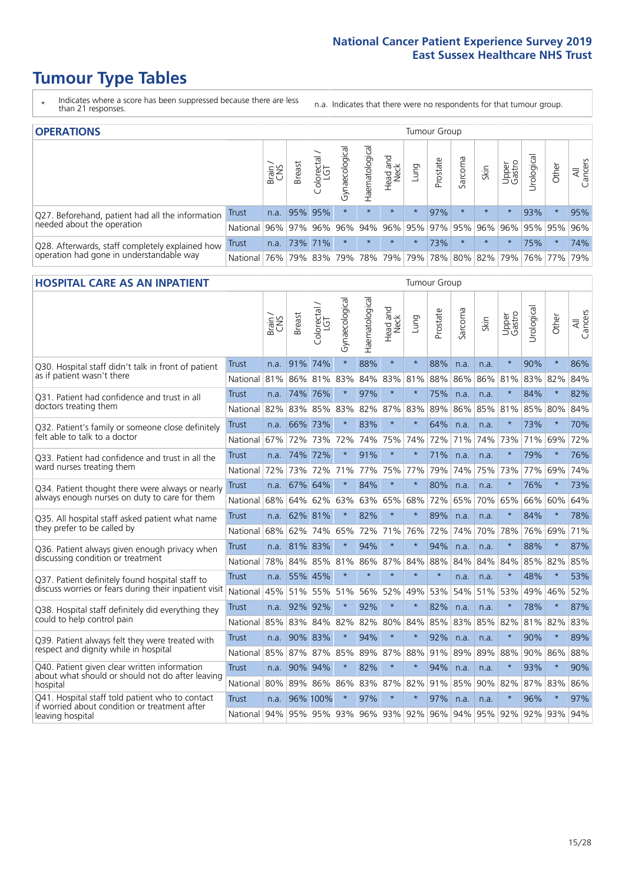# Tumour Type Tables

\* Indicates where a score has been suppressed because there are less than 21 responses.

n.a. Indicates that there were no respondents for that tumour group.

## OPERATIONS

| | | Brain / CNS | Breast | Colorectal / LGT | Gynaecological | Haematological | Head and Neck | Lung | Prostate | Sarcoma | Skin | Upper Gastro | Urological | Other | All Cancers |
|---|---|---|---|---|---|---|---|---|---|---|---|---|---|---|---|
| Q27. Beforehand, patient had all the information needed about the operation | Trust | n.a. | 95% | 95% | * | * | * | * | 97% | * | * | * | 93% | * | 95% |
| | National | 96% | 97% | 96% | 96% | 94% | 96% | 95% | 97% | 95% | 96% | 96% | 95% | 95% | 96% |
| Q28. Afterwards, staff completely explained how operation had gone in understandable way | Trust | n.a. | 73% | 71% | * | * | * | * | 73% | * | * | * | 75% | * | 74% |
| | National | 76% | 79% | 83% | 79% | 78% | 79% | 79% | 78% | 80% | 82% | 79% | 76% | 77% | 79% |

## HOSPITAL CARE AS AN INPATIENT

| | | Brain / CNS | Breast | Colorectal / LGT | Gynaecological | Haematological | Head and Neck | Lung | Prostate | Sarcoma | Skin | Upper Gastro | Urological | Other | All Cancers |
|---|---|---|---|---|---|---|---|---|---|---|---|---|---|---|---|
| Q30. Hospital staff didn't talk in front of patient as if patient wasn't there | Trust | n.a. | 91% | 74% | * | 88% | * | * | 88% | n.a. | n.a. | * | 90% | * | 86% |
| | National | 81% | 86% | 81% | 83% | 84% | 83% | 81% | 88% | 86% | 86% | 81% | 83% | 82% | 84% |
| Q31. Patient had confidence and trust in all doctors treating them | Trust | n.a. | 74% | 76% | * | 97% | * | * | 75% | n.a. | n.a. | * | 84% | * | 82% |
| | National | 82% | 83% | 85% | 83% | 82% | 87% | 83% | 89% | 86% | 85% | 81% | 85% | 80% | 84% |
| Q32. Patient's family or someone close definitely felt able to talk to a doctor | Trust | n.a. | 66% | 73% | * | 83% | * | * | 64% | n.a. | n.a. | * | 73% | * | 70% |
| | National | 67% | 72% | 73% | 72% | 74% | 75% | 74% | 72% | 71% | 74% | 73% | 71% | 69% | 72% |
| Q33. Patient had confidence and trust in all the ward nurses treating them | Trust | n.a. | 74% | 72% | * | 91% | * | * | 71% | n.a. | n.a. | * | 79% | * | 76% |
| | National | 72% | 73% | 72% | 71% | 77% | 75% | 77% | 79% | 74% | 75% | 73% | 77% | 69% | 74% |
| Q34. Patient thought there were always or nearly always enough nurses on duty to care for them | Trust | n.a. | 67% | 64% | * | 84% | * | * | 80% | n.a. | n.a. | * | 76% | * | 73% |
| | National | 68% | 64% | 62% | 63% | 63% | 65% | 68% | 72% | 65% | 70% | 65% | 66% | 60% | 64% |
| Q35. All hospital staff asked patient what name they prefer to be called by | Trust | n.a. | 62% | 81% | * | 82% | * | * | 89% | n.a. | n.a. | * | 84% | * | 78% |
| | National | 68% | 62% | 74% | 65% | 72% | 71% | 76% | 72% | 74% | 70% | 78% | 76% | 69% | 71% |
| Q36. Patient always given enough privacy when discussing condition or treatment | Trust | n.a. | 81% | 83% | * | 94% | * | * | 94% | n.a. | n.a. | * | 88% | * | 87% |
| | National | 78% | 84% | 85% | 81% | 86% | 87% | 84% | 88% | 84% | 84% | 84% | 85% | 82% | 85% |
| Q37. Patient definitely found hospital staff to discuss worries or fears during their inpatient visit | Trust | n.a. | 55% | 45% | * | * | * | * | * | n.a. | n.a. | * | 48% | * | 53% |
| | National | 45% | 51% | 55% | 51% | 56% | 52% | 49% | 53% | 54% | 51% | 53% | 49% | 46% | 52% |
| Q38. Hospital staff definitely did everything they could to help control pain | Trust | n.a. | 92% | 92% | * | 92% | * | * | 82% | n.a. | n.a. | * | 78% | * | 87% |
| | National | 85% | 83% | 84% | 82% | 82% | 80% | 84% | 85% | 83% | 85% | 82% | 81% | 82% | 83% |
| Q39. Patient always felt they were treated with respect and dignity while in hospital | Trust | n.a. | 90% | 83% | * | 94% | * | * | 92% | n.a. | n.a. | * | 90% | * | 89% |
| | National | 85% | 87% | 87% | 85% | 89% | 87% | 88% | 91% | 89% | 89% | 88% | 90% | 86% | 88% |
| Q40. Patient given clear written information about what should or should not do after leaving hospital | Trust | n.a. | 90% | 94% | * | 82% | * | * | 94% | n.a. | n.a. | * | 93% | * | 90% |
| | National | 80% | 89% | 86% | 86% | 83% | 87% | 82% | 91% | 85% | 90% | 82% | 87% | 83% | 86% |
| Q41. Hospital staff told patient who to contact if worried about condition or treatment after leaving hospital | Trust | n.a. | 96% | 100% | * | 97% | * | * | 97% | n.a. | n.a. | * | 96% | * | 97% |
| | National | 94% | 95% | 95% | 93% | 96% | 93% | 92% | 96% | 94% | 95% | 92% | 92% | 93% | 94% |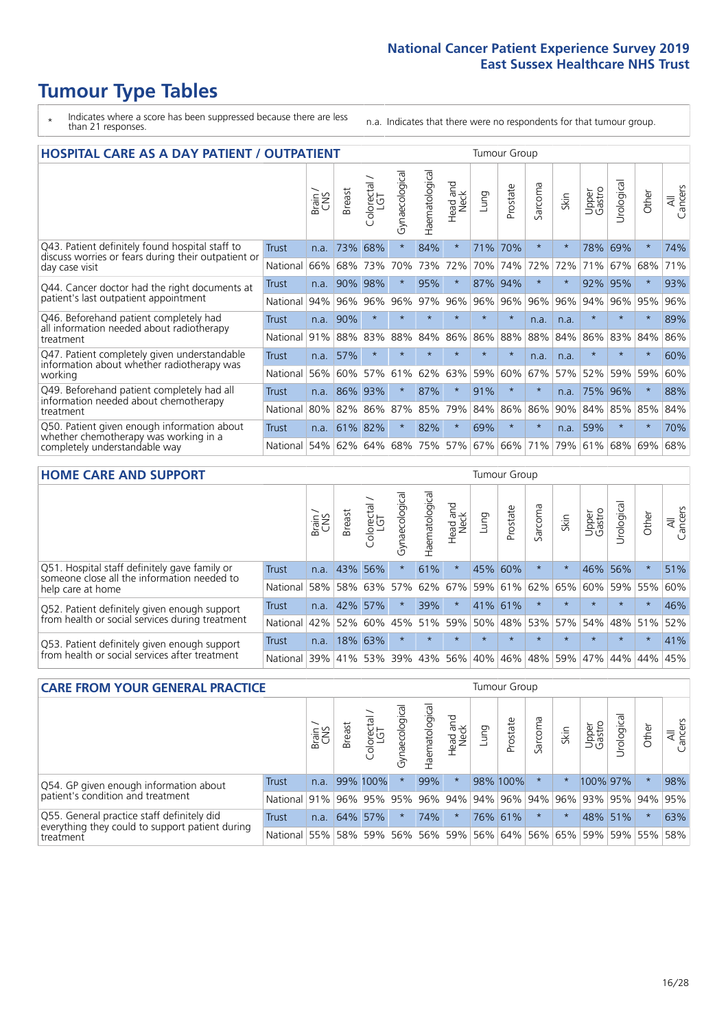# Tumour Type Tables

\* Indicates where a score has been suppressed because there are less than 21 responses.

n.a. Indicates that there were no respondents for that tumour group.

## HOSPITAL CARE AS A DAY PATIENT / OUTPATIENT

| | | Brain / CNS | Breast | Colorectal / LGT | Gynaecological | Haematological | Head and Neck | Lung | Prostate | Sarcoma | Skin | Upper Gastro | Urological | Other | All Cancers |
|---|---|---|---|---|---|---|---|---|---|---|---|---|---|---|---|
| Q43. Patient definitely found hospital staff to discuss worries or fears during their outpatient or day case visit | Trust | n.a. | 73% | 68% | * | 84% | * | 71% | 70% | * | * | 78% | 69% | * | 74% |
| | National | 66% | 68% | 73% | 70% | 73% | 72% | 70% | 74% | 72% | 72% | 71% | 67% | 68% | 71% |
| Q44. Cancer doctor had the right documents at patient's last outpatient appointment | Trust | n.a. | 90% | 98% | * | 95% | * | 87% | 94% | * | * | 92% | 95% | * | 93% |
| | National | 94% | 96% | 96% | 96% | 97% | 96% | 96% | 96% | 96% | 96% | 94% | 96% | 95% | 96% |
| Q46. Beforehand patient completely had all information needed about radiotherapy treatment | Trust | n.a. | 90% | * | * | * | * | * | * | n.a. | n.a. | * | * | * | 89% |
| | National | 91% | 88% | 83% | 88% | 84% | 86% | 86% | 88% | 88% | 84% | 86% | 83% | 84% | 86% |
| Q47. Patient completely given understandable information about whether radiotherapy was working | Trust | n.a. | 57% | * | * | * | * | * | * | n.a. | n.a. | * | * | * | 60% |
| | National | 56% | 60% | 57% | 61% | 62% | 63% | 59% | 60% | 67% | 57% | 52% | 59% | 59% | 60% |
| Q49. Beforehand patient completely had all information needed about chemotherapy treatment | Trust | n.a. | 86% | 93% | * | 87% | * | 91% | * | * | n.a. | 75% | 96% | * | 88% |
| | National | 80% | 82% | 86% | 87% | 85% | 79% | 84% | 86% | 86% | 90% | 84% | 85% | 85% | 84% |
| Q50. Patient given enough information about whether chemotherapy was working in a completely understandable way | Trust | n.a. | 61% | 82% | * | 82% | * | 69% | * | * | n.a. | 59% | * | * | 70% |
| | National | 54% | 62% | 64% | 68% | 75% | 57% | 67% | 66% | 71% | 79% | 61% | 68% | 69% | 68% |

## HOME CARE AND SUPPORT

| | | Brain / CNS | Breast | Colorectal / LGT | Gynaecological | Haematological | Head and Neck | Lung | Prostate | Sarcoma | Skin | Upper Gastro | Urological | Other | All Cancers |
|---|---|---|---|---|---|---|---|---|---|---|---|---|---|---|---|
| Q51. Hospital staff definitely gave family or someone close all the information needed to help care at home | Trust | n.a. | 43% | 56% | * | 61% | * | 45% | 60% | * | * | 46% | 56% | * | 51% |
| | National | 58% | 58% | 63% | 57% | 62% | 67% | 59% | 61% | 62% | 65% | 60% | 59% | 55% | 60% |
| Q52. Patient definitely given enough support from health or social services during treatment | Trust | n.a. | 42% | 57% | * | 39% | * | 41% | 61% | * | * | * | * | * | 46% |
| | National | 42% | 52% | 60% | 45% | 51% | 59% | 50% | 48% | 53% | 57% | 54% | 48% | 51% | 52% |
| Q53. Patient definitely given enough support from health or social services after treatment | Trust | n.a. | 18% | 63% | * | * | * | * | * | * | * | * | * | * | 41% |
| | National | 39% | 41% | 53% | 39% | 43% | 56% | 40% | 46% | 48% | 59% | 47% | 44% | 44% | 45% |

## CARE FROM YOUR GENERAL PRACTICE

| | | Brain / CNS | Breast | Colorectal / LGT | Gynaecological | Haematological | Head and Neck | Lung | Prostate | Sarcoma | Skin | Upper Gastro | Urological | Other | All Cancers |
|---|---|---|---|---|---|---|---|---|---|---|---|---|---|---|---|
| Q54. GP given enough information about patient's condition and treatment | Trust | n.a. | 99% | 100% | * | 99% | * | 98% | 100% | * | * | 100% | 97% | * | 98% |
| | National | 91% | 96% | 95% | 95% | 96% | 94% | 94% | 96% | 94% | 96% | 93% | 95% | 94% | 95% |
| Q55. General practice staff definitely did everything they could to support patient during treatment | Trust | n.a. | 64% | 57% | * | 74% | * | 76% | 61% | * | * | 48% | 51% | * | 63% |
| | National | 55% | 58% | 59% | 56% | 56% | 59% | 56% | 64% | 56% | 65% | 59% | 59% | 55% | 58% |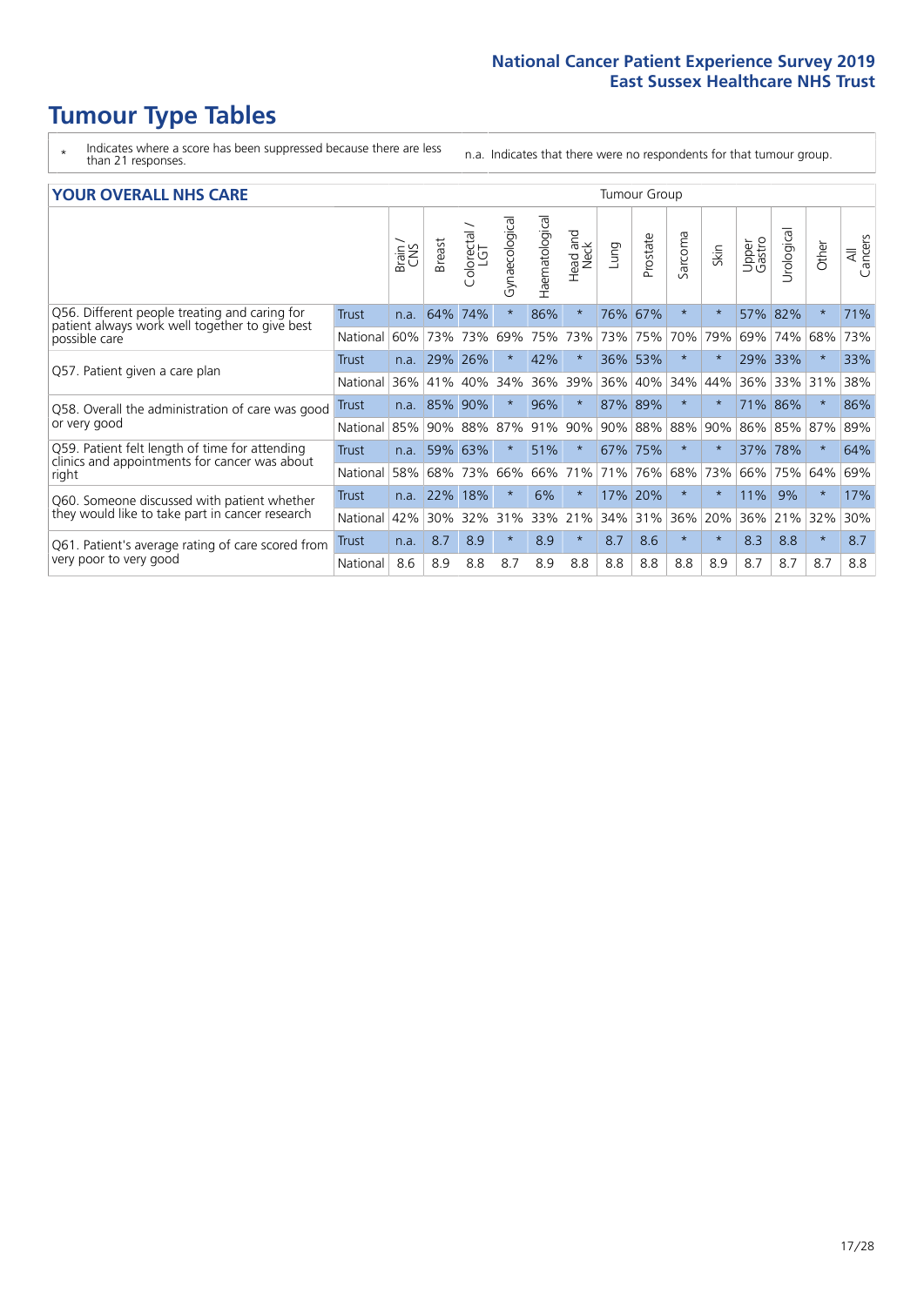# Tumour Type Tables

\* Indicates where a score has been suppressed because there are less than 21 responses.

n.a. Indicates that there were no respondents for that tumour group.

## YOUR OVERALL NHS CARE

| | | Brain / CNS | Breast | Colorectal / LGT | Gynaecological | Haematological | Head and Neck | Lung | Prostate | Sarcoma | Skin | Upper Gastro | Urological | Other | All Cancers |
|---|---|---|---|---|---|---|---|---|---|---|---|---|---|---|---|
| Q56. Different people treating and caring for patient always work well together to give best possible care | Trust | n.a. | 64% | 74% | * | 86% | * | 76% | 67% | * | * | 57% | 82% | * | 71% |
| | National | 60% | 73% | 73% | 69% | 75% | 73% | 73% | 75% | 70% | 79% | 69% | 74% | 68% | 73% |
| Q57. Patient given a care plan | Trust | n.a. | 29% | 26% | * | 42% | * | 36% | 53% | * | * | 29% | 33% | * | 33% |
| | National | 36% | 41% | 40% | 34% | 36% | 39% | 36% | 40% | 34% | 44% | 36% | 33% | 31% | 38% |
| Q58. Overall the administration of care was good or very good | Trust | n.a. | 85% | 90% | * | 96% | * | 87% | 89% | * | * | 71% | 86% | * | 86% |
| | National | 85% | 90% | 88% | 87% | 91% | 90% | 90% | 88% | 88% | 90% | 86% | 85% | 87% | 89% |
| Q59. Patient felt length of time for attending clinics and appointments for cancer was about right | Trust | n.a. | 59% | 63% | * | 51% | * | 67% | 75% | * | * | 37% | 78% | * | 64% |
| | National | 58% | 68% | 73% | 66% | 66% | 71% | 71% | 76% | 68% | 73% | 66% | 75% | 64% | 69% |
| Q60. Someone discussed with patient whether they would like to take part in cancer research | Trust | n.a. | 22% | 18% | * | 6% | * | 17% | 20% | * | * | 11% | 9% | * | 17% |
| | National | 42% | 30% | 32% | 31% | 33% | 21% | 34% | 31% | 36% | 20% | 36% | 21% | 32% | 30% |
| Q61. Patient's average rating of care scored from very poor to very good | Trust | n.a. | 8.7 | 8.9 | * | 8.9 | * | 8.7 | 8.6 | * | * | 8.3 | 8.8 | * | 8.7 |
| | National | 8.6 | 8.9 | 8.8 | 8.7 | 8.9 | 8.8 | 8.8 | 8.8 | 8.8 | 8.9 | 8.7 | 8.7 | 8.7 | 8.8 |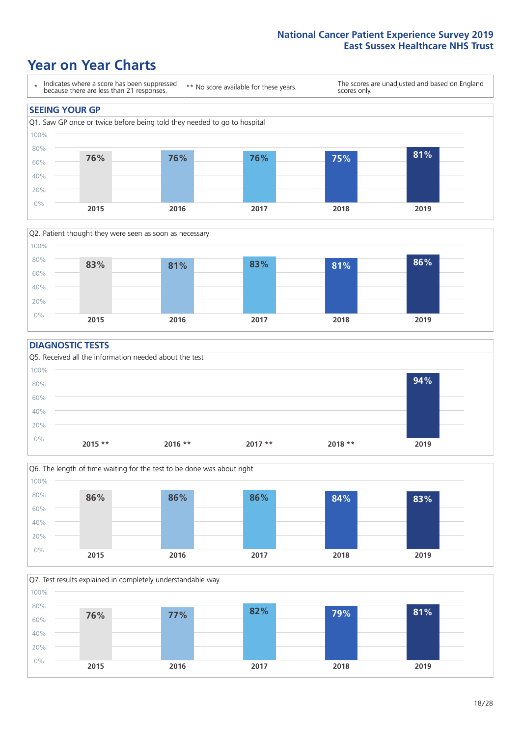# Year on Year Charts

\* Indicates where a score has been suppressed because there are less than 21 responses.

** No score available for these years.

The scores are unadjusted and based on England scores only.

## SEEING YOUR GP

Q1. Saw GP once or twice before being told they needed to go to hospital

| 2015 | 2016 | 2017 | 2018 | 2019 |
|---|---|---|---|---|
| 76% | 76% | 76% | 75% | 81% |

Q2. Patient thought they were seen as soon as necessary

| 2015 | 2016 | 2017 | 2018 | 2019 |
|---|---|---|---|---|
| 83% | 81% | 83% | 81% | 86% |

## DIAGNOSTIC TESTS

Q5. Received all the information needed about the test

| 2015 ** | 2016 ** | 2017 ** | 2018 ** | 2019 |
|---|---|---|---|---|
| | | | | 94% |

Q6. The length of time waiting for the test to be done was about right

| 2015 | 2016 | 2017 | 2018 | 2019 |
|---|---|---|---|---|
| 86% | 86% | 86% | 84% | 83% |

Q7. Test results explained in completely understandable way

| 2015 | 2016 | 2017 | 2018 | 2019 |
|---|---|---|---|---|
| 76% | 77% | 82% | 79% | 81% |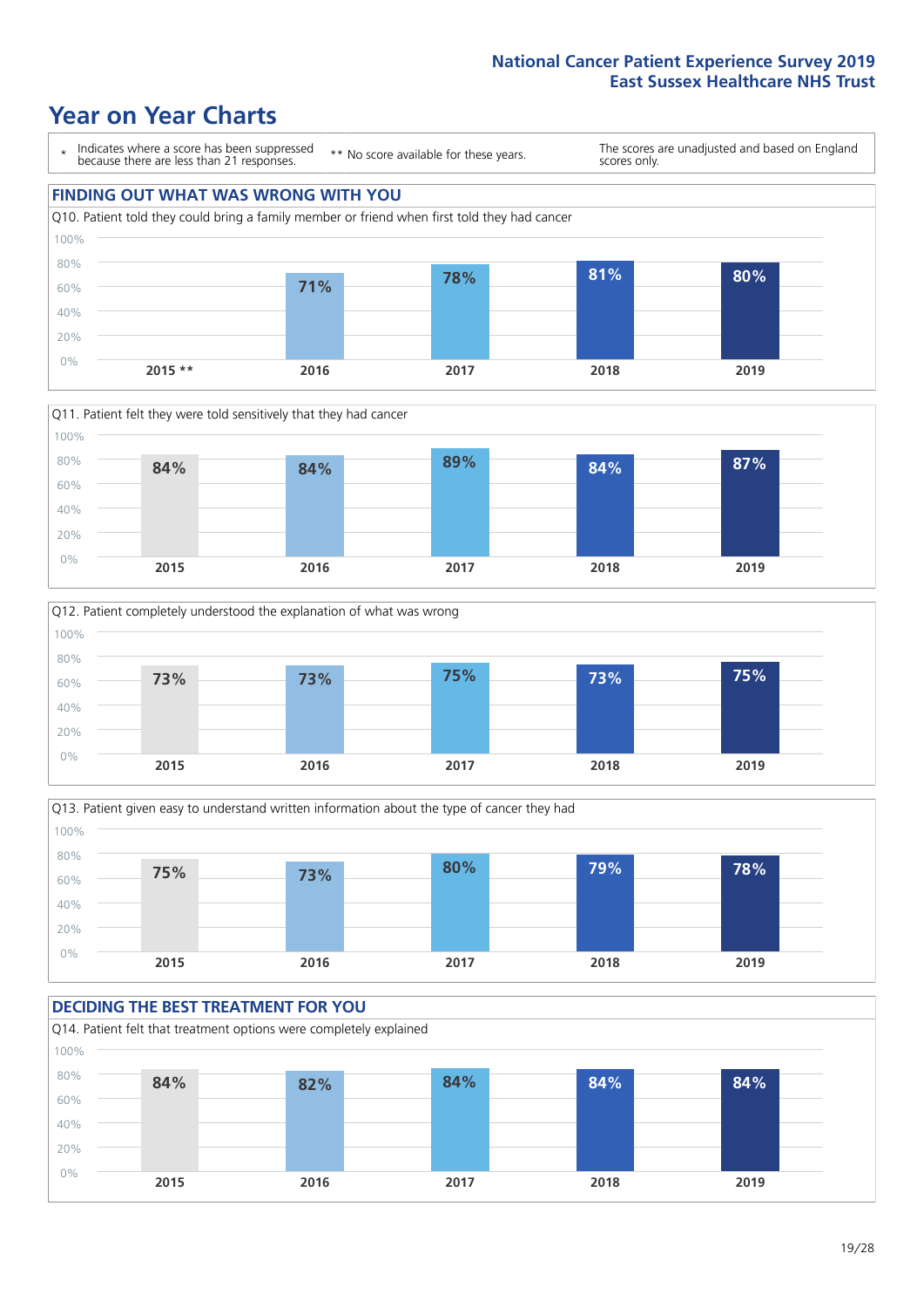## Year on Year Charts

\* Indicates where a score has been suppressed because there are less than 21 responses.

** No score available for these years.

The scores are unadjusted and based on England scores only.

### FINDING OUT WHAT WAS WRONG WITH YOU

Q10. Patient told they could bring a family member or friend when first told they had cancer

| 2015 ** | 2016 | 2017 | 2018 | 2019 |
|---|---|---|---|---|
| | 71% | 78% | 81% | 80% |

Q11. Patient felt they were told sensitively that they had cancer

| 2015 | 2016 | 2017 | 2018 | 2019 |
|---|---|---|---|---|
| 84% | 84% | 89% | 84% | 87% |

Q12. Patient completely understood the explanation of what was wrong

| 2015 | 2016 | 2017 | 2018 | 2019 |
|---|---|---|---|---|
| 73% | 73% | 75% | 73% | 75% |

Q13. Patient given easy to understand written information about the type of cancer they had

| 2015 | 2016 | 2017 | 2018 | 2019 |
|---|---|---|---|---|
| 75% | 73% | 80% | 79% | 78% |

### DECIDING THE BEST TREATMENT FOR YOU

Q14. Patient felt that treatment options were completely explained

| 2015 | 2016 | 2017 | 2018 | 2019 |
|---|---|---|---|---|
| 84% | 82% | 84% | 84% | 84% |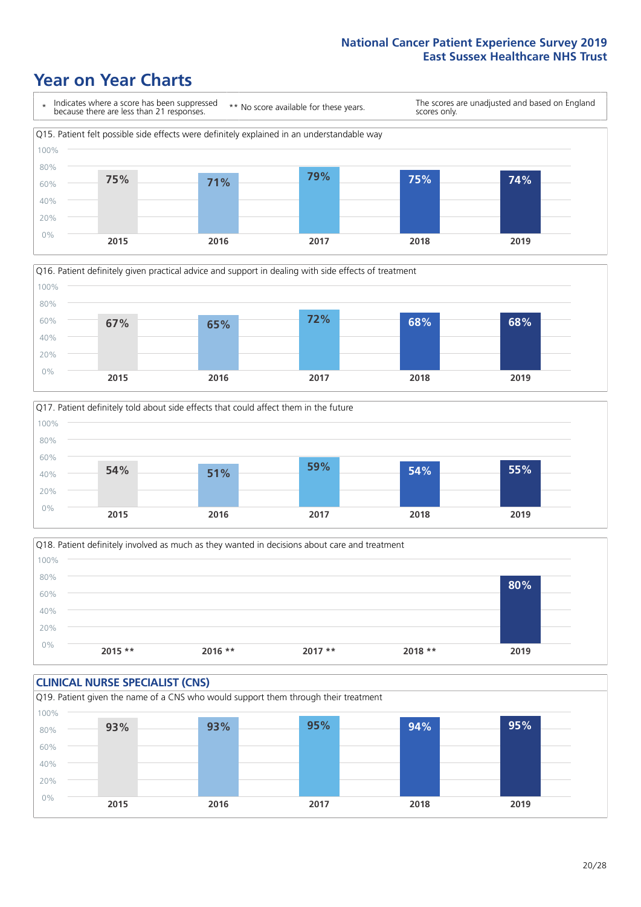# Year on Year Charts

\* Indicates where a score has been suppressed because there are less than 21 responses.

** No score available for these years.

The scores are unadjusted and based on England scores only.

Q15. Patient felt possible side effects were definitely explained in an understandable way

| 2015 | 2016 | 2017 | 2018 | 2019 |
|---|---|---|---|---|
| 75% | 71% | 79% | 75% | 74% |

Q16. Patient definitely given practical advice and support in dealing with side effects of treatment

| 2015 | 2016 | 2017 | 2018 | 2019 |
|---|---|---|---|---|
| 67% | 65% | 72% | 68% | 68% |

Q17. Patient definitely told about side effects that could affect them in the future

| 2015 | 2016 | 2017 | 2018 | 2019 |
|---|---|---|---|---|
| 54% | 51% | 59% | 54% | 55% |

Q18. Patient definitely involved as much as they wanted in decisions about care and treatment

| 2015 ** | 2016 ** | 2017 ** | 2018 ** | 2019 |
|---|---|---|---|---|
| | | | | 80% |

## CLINICAL NURSE SPECIALIST (CNS)

Q19. Patient given the name of a CNS who would support them through their treatment

| 2015 | 2016 | 2017 | 2018 | 2019 |
|---|---|---|---|---|
| 93% | 93% | 95% | 94% | 95% |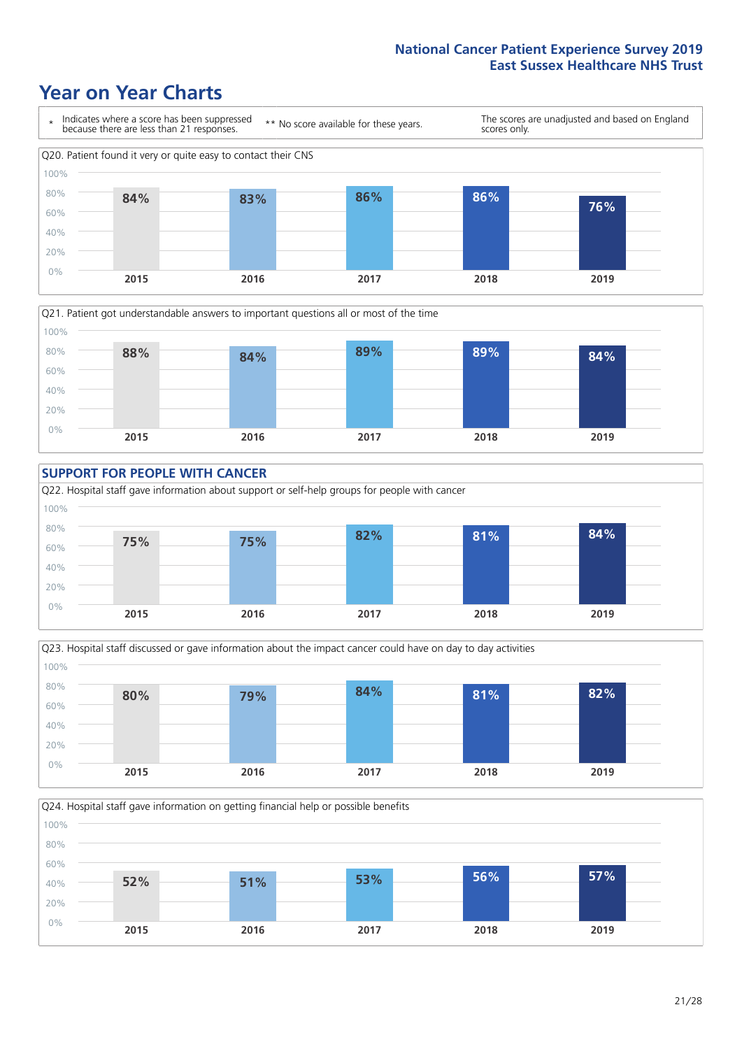# Year on Year Charts

\* Indicates where a score has been suppressed because there are less than 21 responses.

\*\* No score available for these years.

The scores are unadjusted and based on England scores only.

Q20. Patient found it very or quite easy to contact their CNS

| 2015 | 2016 | 2017 | 2018 | 2019 |
|---|---|---|---|---|
| 84% | 83% | 86% | 86% | 76% |

Q21. Patient got understandable answers to important questions all or most of the time

| 2015 | 2016 | 2017 | 2018 | 2019 |
|---|---|---|---|---|
| 88% | 84% | 89% | 89% | 84% |

## SUPPORT FOR PEOPLE WITH CANCER

Q22. Hospital staff gave information about support or self-help groups for people with cancer

| 2015 | 2016 | 2017 | 2018 | 2019 |
|---|---|---|---|---|
| 75% | 75% | 82% | 81% | 84% |

Q23. Hospital staff discussed or gave information about the impact cancer could have on day to day activities

| 2015 | 2016 | 2017 | 2018 | 2019 |
|---|---|---|---|---|
| 80% | 79% | 84% | 81% | 82% |

Q24. Hospital staff gave information on getting financial help or possible benefits

| 2015 | 2016 | 2017 | 2018 | 2019 |
|---|---|---|---|---|
| 52% | 51% | 53% | 56% | 57% |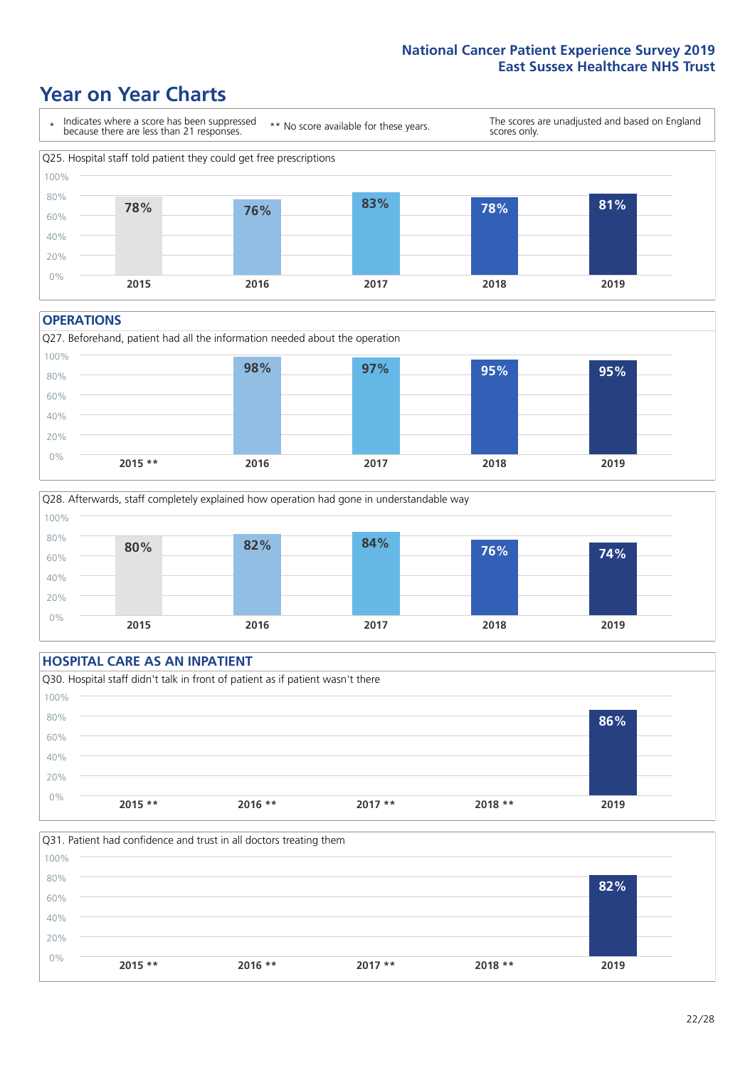# Year on Year Charts

\* Indicates where a score has been suppressed because there are less than 21 responses.

\*\* No score available for these years.

The scores are unadjusted and based on England scores only.

Q25. Hospital staff told patient they could get free prescriptions

| 2015 | 2016 | 2017 | 2018 | 2019 |
|---|---|---|---|---|
| 78% | 76% | 83% | 78% | 81% |

## OPERATIONS

Q27. Beforehand, patient had all the information needed about the operation

| 2015 ** | 2016 | 2017 | 2018 | 2019 |
|---|---|---|---|---|
| | 98% | 97% | 95% | 95% |

Q28. Afterwards, staff completely explained how operation had gone in understandable way

| 2015 | 2016 | 2017 | 2018 | 2019 |
|---|---|---|---|---|
| 80% | 82% | 84% | 76% | 74% |

## HOSPITAL CARE AS AN INPATIENT

Q30. Hospital staff didn't talk in front of patient as if patient wasn't there

| 2015 ** | 2016 ** | 2017 ** | 2018 ** | 2019 |
|---|---|---|---|---|
| | | | | 86% |

Q31. Patient had confidence and trust in all doctors treating them

| 2015 ** | 2016 ** | 2017 ** | 2018 ** | 2019 |
|---|---|---|---|---|
| | | | | 82% |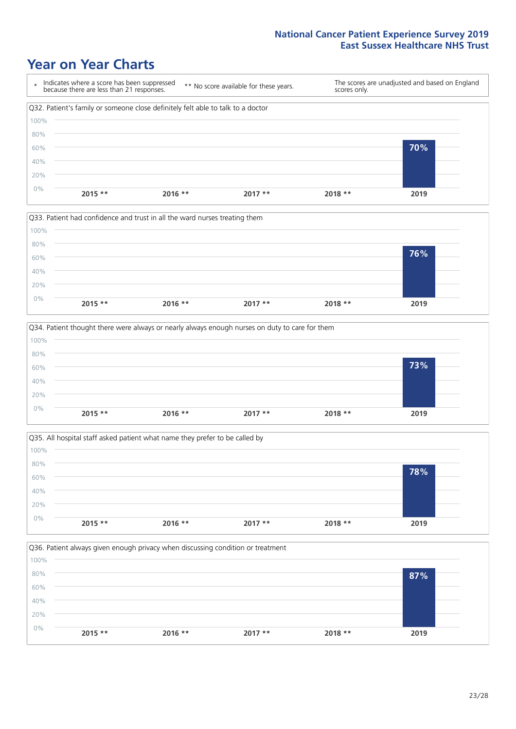# Year on Year Charts

| * Indicates where a score has been suppressed because there are less than 21 responses. | ** No score available for these years. | The scores are unadjusted and based on England scores only. |
|---|---|---|

Q32. Patient's family or someone close definitely felt able to talk to a doctor

| 2015 ** | 2016 ** | 2017 ** | 2018 ** | 2019 |
|---|---|---|---|---|
| | | | | 70% |

Q33. Patient had confidence and trust in all the ward nurses treating them

| 2015 ** | 2016 ** | 2017 ** | 2018 ** | 2019 |
|---|---|---|---|---|
| | | | | 76% |

Q34. Patient thought there were always or nearly always enough nurses on duty to care for them

| 2015 ** | 2016 ** | 2017 ** | 2018 ** | 2019 |
|---|---|---|---|---|
| | | | | 73% |

Q35. All hospital staff asked patient what name they prefer to be called by

| 2015 ** | 2016 ** | 2017 ** | 2018 ** | 2019 |
|---|---|---|---|---|
| | | | | 78% |

Q36. Patient always given enough privacy when discussing condition or treatment

| 2015 ** | 2016 ** | 2017 ** | 2018 ** | 2019 |
|---|---|---|---|---|
| | | | | 87% |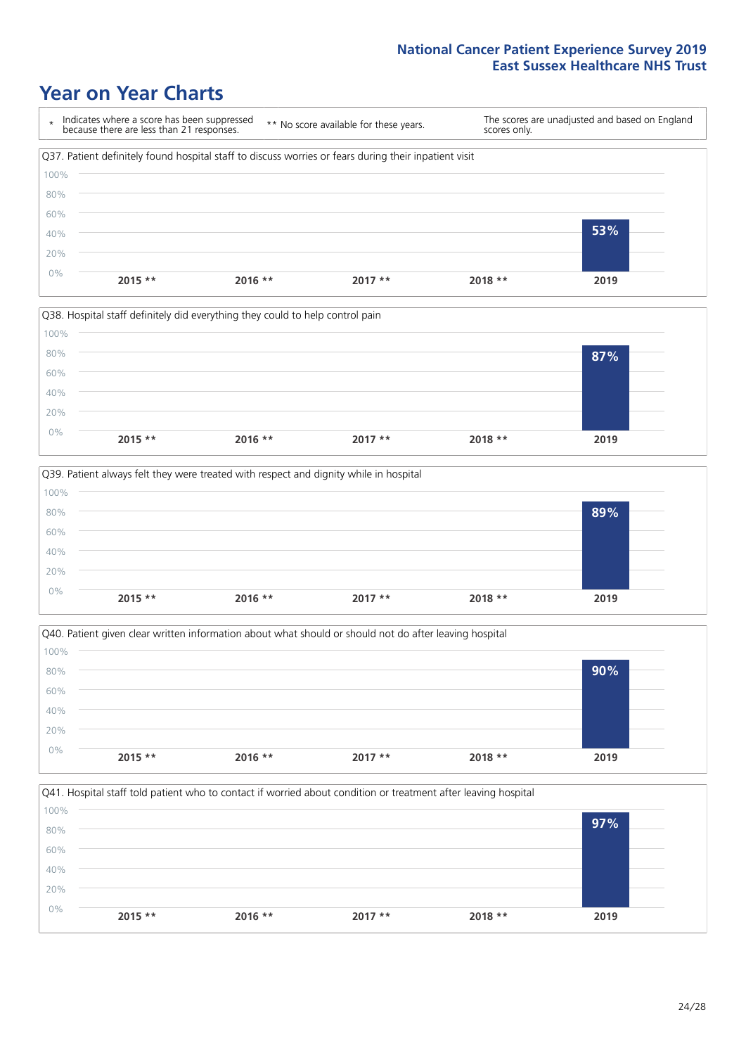# Year on Year Charts

\* Indicates where a score has been suppressed because there are less than 21 responses.

\*\* No score available for these years.

The scores are unadjusted and based on England scores only.

Q37. Patient definitely found hospital staff to discuss worries or fears during their inpatient visit

| 2015 ** | 2016 ** | 2017 ** | 2018 ** | 2019 |
|---|---|---|---|---|
| | | | | 53% |

Q38. Hospital staff definitely did everything they could to help control pain

| 2015 ** | 2016 ** | 2017 ** | 2018 ** | 2019 |
|---|---|---|---|---|
| | | | | 87% |

Q39. Patient always felt they were treated with respect and dignity while in hospital

| 2015 ** | 2016 ** | 2017 ** | 2018 ** | 2019 |
|---|---|---|---|---|
| | | | | 89% |

Q40. Patient given clear written information about what should or should not do after leaving hospital

| 2015 ** | 2016 ** | 2017 ** | 2018 ** | 2019 |
|---|---|---|---|---|
| | | | | 90% |

Q41. Hospital staff told patient who to contact if worried about condition or treatment after leaving hospital

| 2015 ** | 2016 ** | 2017 ** | 2018 ** | 2019 |
|---|---|---|---|---|
| | | | | 97% |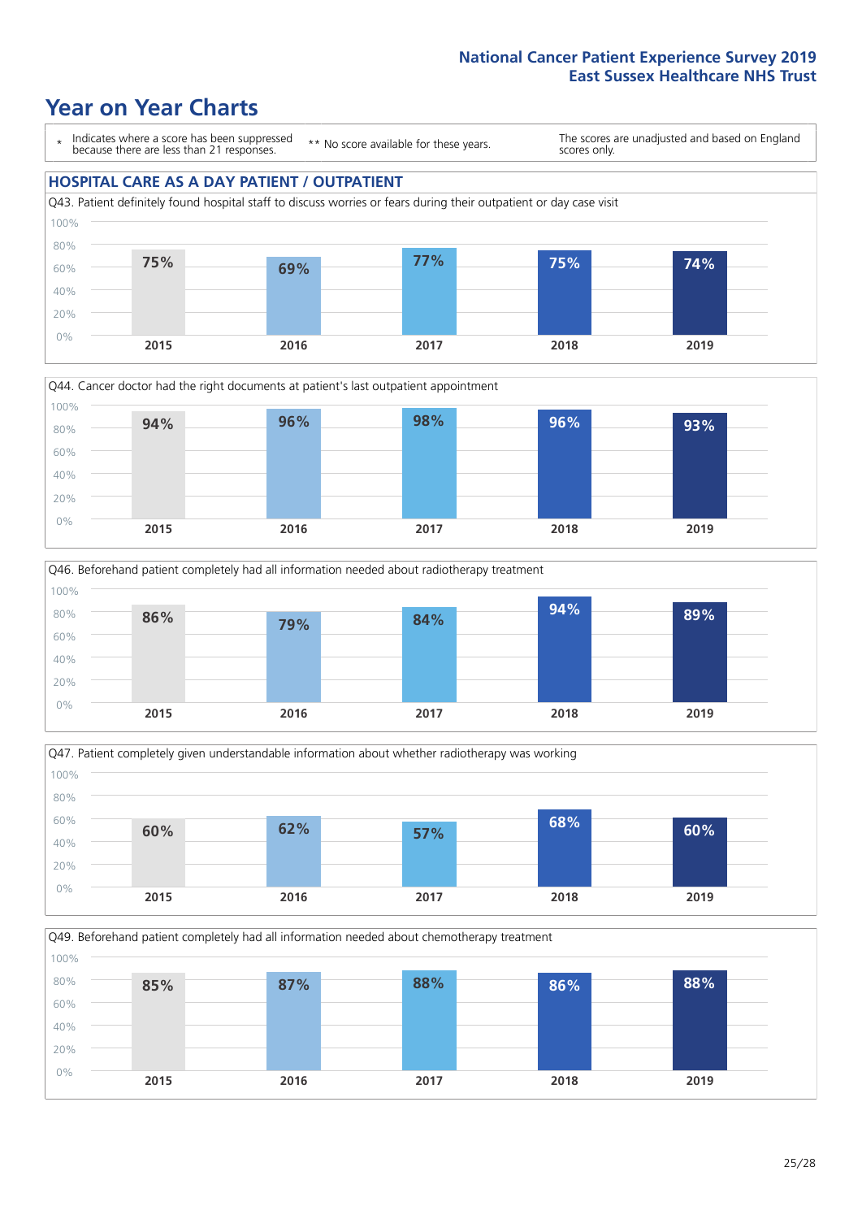# Year on Year Charts

| * Indicates where a score has been suppressed because there are less than 21 responses. | ** No score available for these years. | The scores are unadjusted and based on England scores only. |
|---|---|---|

## HOSPITAL CARE AS A DAY PATIENT / OUTPATIENT

Q43. Patient definitely found hospital staff to discuss worries or fears during their outpatient or day case visit

| 2015 | 2016 | 2017 | 2018 | 2019 |
|---|---|---|---|---|
| 75% | 69% | 77% | 75% | 74% |

Q44. Cancer doctor had the right documents at patient's last outpatient appointment

| 2015 | 2016 | 2017 | 2018 | 2019 |
|---|---|---|---|---|
| 94% | 96% | 98% | 96% | 93% |

Q46. Beforehand patient completely had all information needed about radiotherapy treatment

| 2015 | 2016 | 2017 | 2018 | 2019 |
|---|---|---|---|---|
| 86% | 79% | 84% | 94% | 89% |

Q47. Patient completely given understandable information about whether radiotherapy was working

| 2015 | 2016 | 2017 | 2018 | 2019 |
|---|---|---|---|---|
| 60% | 62% | 57% | 68% | 60% |

Q49. Beforehand patient completely had all information needed about chemotherapy treatment

| 2015 | 2016 | 2017 | 2018 | 2019 |
|---|---|---|---|---|
| 85% | 87% | 88% | 86% | 88% |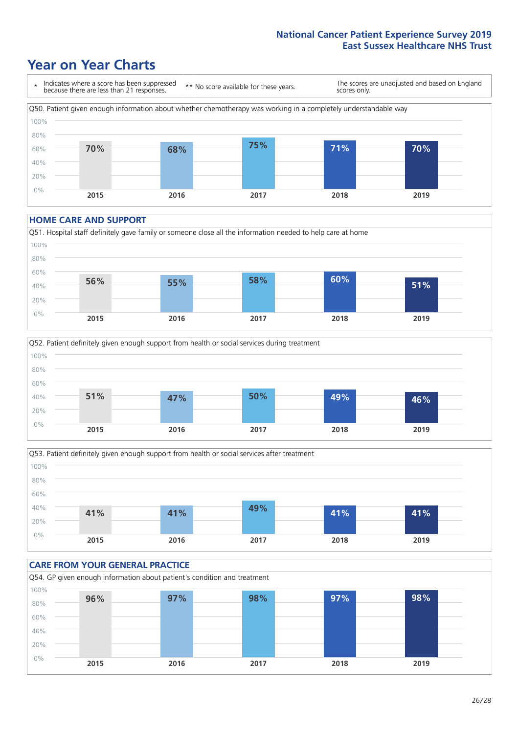# Year on Year Charts

\* Indicates where a score has been suppressed because there are less than 21 responses. ** No score available for these years. The scores are unadjusted and based on England scores only.

Q50. Patient given enough information about whether chemotherapy was working in a completely understandable way

| 2015 | 2016 | 2017 | 2018 | 2019 |
|---|---|---|---|---|
| 70% | 68% | 75% | 71% | 70% |

## HOME CARE AND SUPPORT

Q51. Hospital staff definitely gave family or someone close all the information needed to help care at home

| 2015 | 2016 | 2017 | 2018 | 2019 |
|---|---|---|---|---|
| 56% | 55% | 58% | 60% | 51% |

Q52. Patient definitely given enough support from health or social services during treatment

| 2015 | 2016 | 2017 | 2018 | 2019 |
|---|---|---|---|---|
| 51% | 47% | 50% | 49% | 46% |

Q53. Patient definitely given enough support from health or social services after treatment

| 2015 | 2016 | 2017 | 2018 | 2019 |
|---|---|---|---|---|
| 41% | 41% | 49% | 41% | 41% |

## CARE FROM YOUR GENERAL PRACTICE

Q54. GP given enough information about patient's condition and treatment

| 2015 | 2016 | 2017 | 2018 | 2019 |
|---|---|---|---|---|
| 96% | 97% | 98% | 97% | 98% |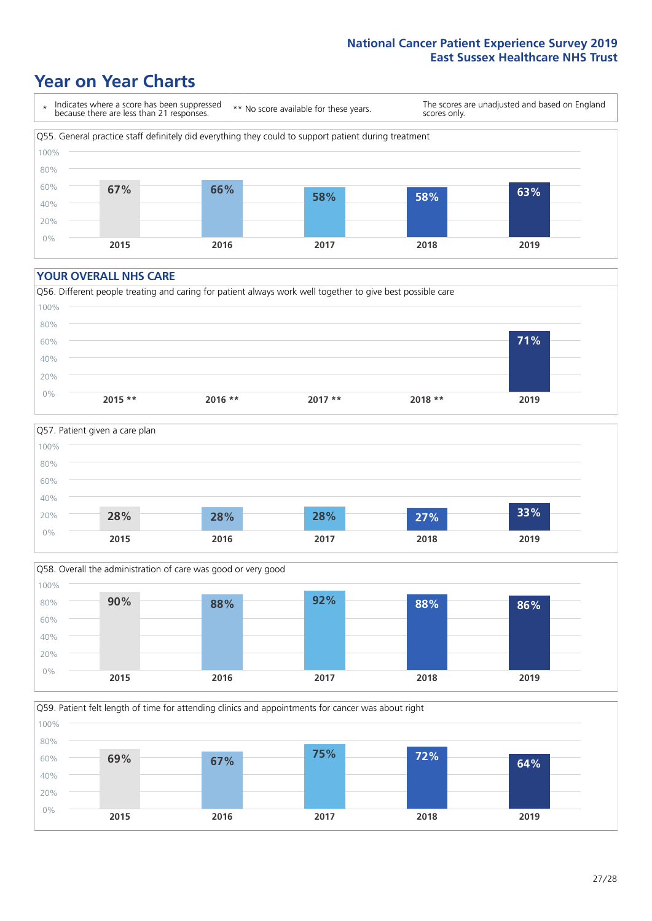# Year on Year Charts

\* Indicates where a score has been suppressed because there are less than 21 responses.

** No score available for these years.

The scores are unadjusted and based on England scores only.

Q55. General practice staff definitely did everything they could to support patient during treatment

| 2015 | 2016 | 2017 | 2018 | 2019 |
|---|---|---|---|---|
| 67% | 66% | 58% | 58% | 63% |

## YOUR OVERALL NHS CARE

Q56. Different people treating and caring for patient always work well together to give best possible care

| 2015 ** | 2016 ** | 2017 ** | 2018 ** | 2019 |
|---|---|---|---|---|
| | | | | 71% |

Q57. Patient given a care plan

| 2015 | 2016 | 2017 | 2018 | 2019 |
|---|---|---|---|---|
| 28% | 28% | 28% | 27% | 33% |

Q58. Overall the administration of care was good or very good

| 2015 | 2016 | 2017 | 2018 | 2019 |
|---|---|---|---|---|
| 90% | 88% | 92% | 88% | 86% |

Q59. Patient felt length of time for attending clinics and appointments for cancer was about right

| 2015 | 2016 | 2017 | 2018 | 2019 |
|---|---|---|---|---|
| 69% | 67% | 75% | 72% | 64% |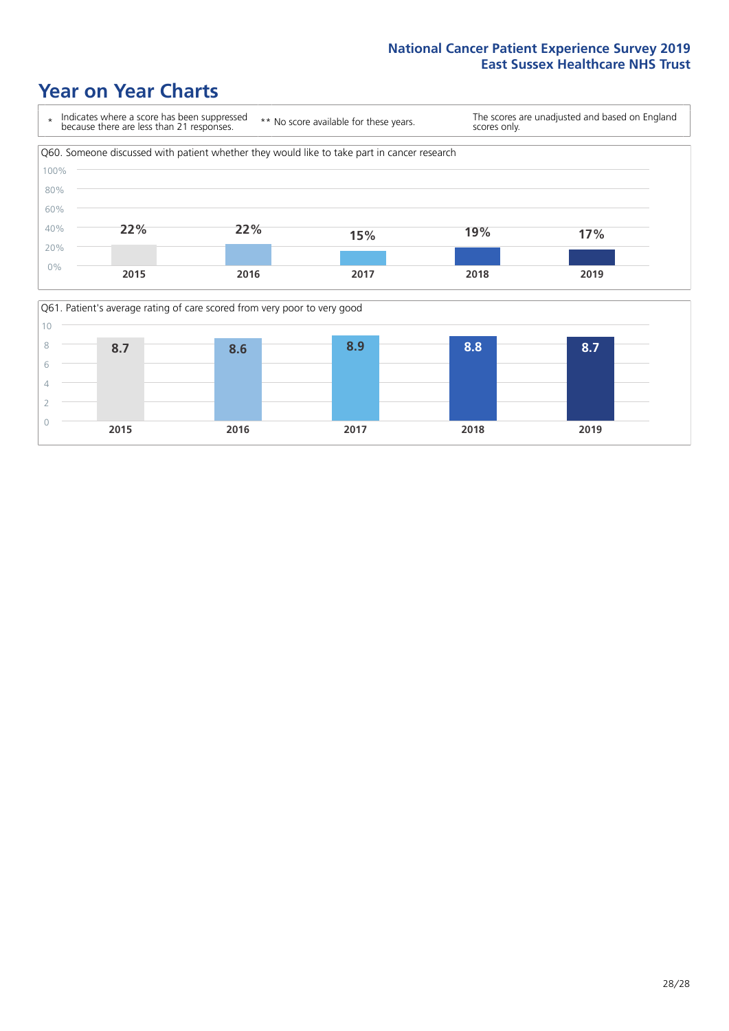## Year on Year Charts

\* Indicates where a score has been suppressed because there are less than 21 responses.

** No score available for these years.

The scores are unadjusted and based on England scores only.

Q60. Someone discussed with patient whether they would like to take part in cancer research

100%
80%
60%
40%
20%
0%

22% 22% 15% 19% 17%

2015 2016 2017 2018 2019

Q61. Patient's average rating of care scored from very poor to very good

10
8
6
4
2
0

8.7 8.6 8.9 8.8 8.7

2015 2016 2017 2018 2019